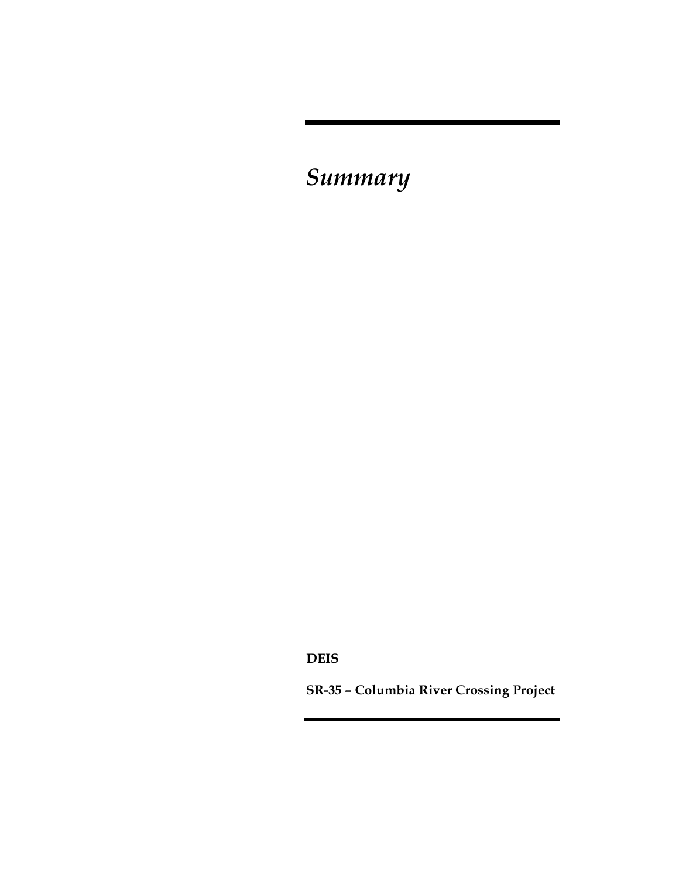# *Summary*

**DEIS**

**SR-35 – Columbia River Crossing Project**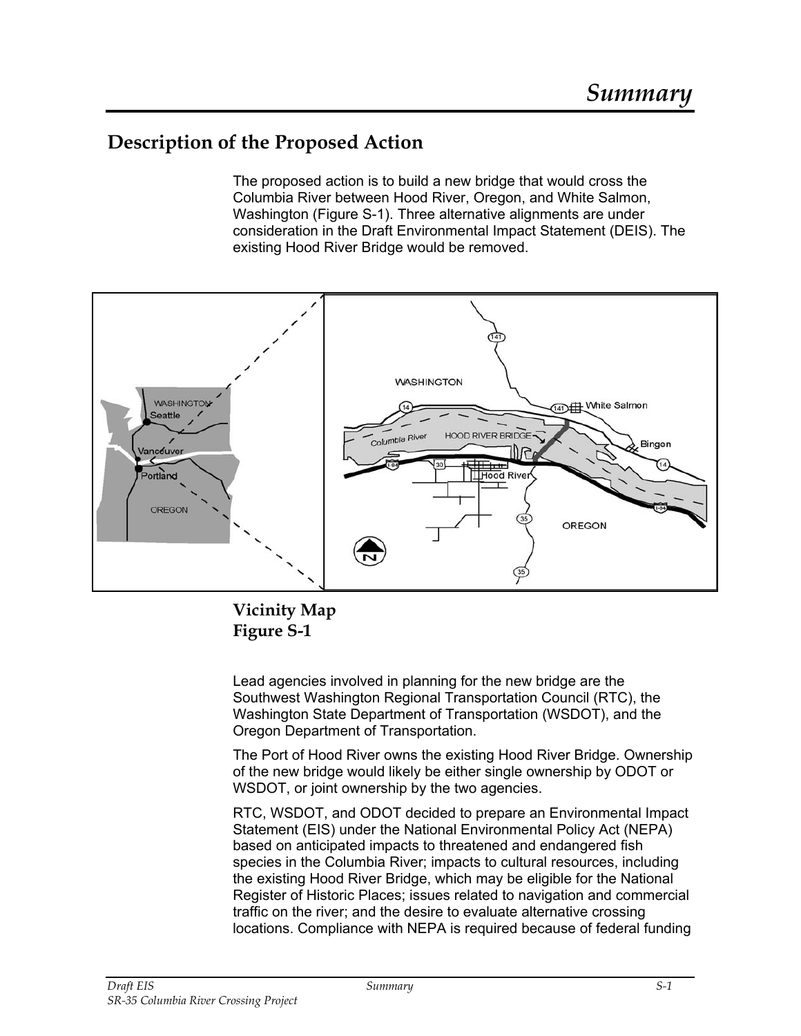# Summary

## Description of the Proposed Action

The proposed action is to build a new bridge that would cross the Columbia River between Hood River, Oregon, and White Salmon, Washington (Figure S-1). Three alternative alignments are under consideration in the Draft Environmental Impact Statement (DEIS). The existing Hood River Bridge would be removed.

**Vicinity Map**
**Figure S-1**

Lead agencies involved in planning for the new bridge are the Southwest Washington Regional Transportation Council (RTC), the Washington State Department of Transportation (WSDOT), and the Oregon Department of Transportation.

The Port of Hood River owns the existing Hood River Bridge. Ownership of the new bridge would likely be either single ownership by ODOT or WSDOT, or joint ownership by the two agencies.

RTC, WSDOT, and ODOT decided to prepare an Environmental Impact Statement (EIS) under the National Environmental Policy Act (NEPA) based on anticipated impacts to threatened and endangered fish species in the Columbia River; impacts to cultural resources, including the existing Hood River Bridge, which may be eligible for the National Register of Historic Places; issues related to navigation and commercial traffic on the river; and the desire to evaluate alternative crossing locations. Compliance with NEPA is required because of federal funding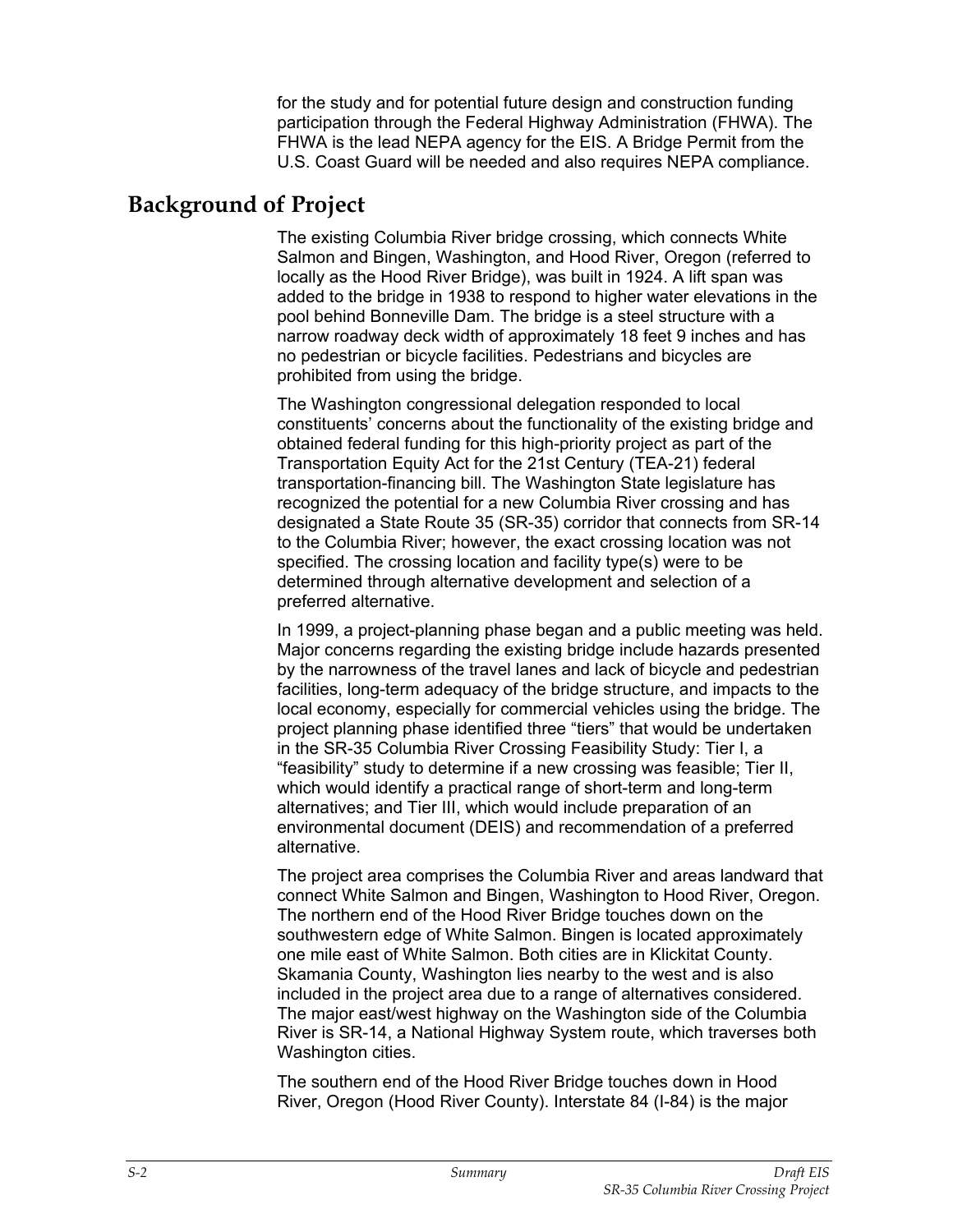for the study and for potential future design and construction funding participation through the Federal Highway Administration (FHWA). The FHWA is the lead NEPA agency for the EIS. A Bridge Permit from the U.S. Coast Guard will be needed and also requires NEPA compliance.

## Background of Project

The existing Columbia River bridge crossing, which connects White Salmon and Bingen, Washington, and Hood River, Oregon (referred to locally as the Hood River Bridge), was built in 1924. A lift span was added to the bridge in 1938 to respond to higher water elevations in the pool behind Bonneville Dam. The bridge is a steel structure with a narrow roadway deck width of approximately 18 feet 9 inches and has no pedestrian or bicycle facilities. Pedestrians and bicycles are prohibited from using the bridge.

The Washington congressional delegation responded to local constituents' concerns about the functionality of the existing bridge and obtained federal funding for this high-priority project as part of the Transportation Equity Act for the 21st Century (TEA-21) federal transportation-financing bill. The Washington State legislature has recognized the potential for a new Columbia River crossing and has designated a State Route 35 (SR-35) corridor that connects from SR-14 to the Columbia River; however, the exact crossing location was not specified. The crossing location and facility type(s) were to be determined through alternative development and selection of a preferred alternative.

In 1999, a project-planning phase began and a public meeting was held. Major concerns regarding the existing bridge include hazards presented by the narrowness of the travel lanes and lack of bicycle and pedestrian facilities, long-term adequacy of the bridge structure, and impacts to the local economy, especially for commercial vehicles using the bridge. The project planning phase identified three "tiers" that would be undertaken in the SR-35 Columbia River Crossing Feasibility Study: Tier I, a "feasibility" study to determine if a new crossing was feasible; Tier II, which would identify a practical range of short-term and long-term alternatives; and Tier III, which would include preparation of an environmental document (DEIS) and recommendation of a preferred alternative.

The project area comprises the Columbia River and areas landward that connect White Salmon and Bingen, Washington to Hood River, Oregon. The northern end of the Hood River Bridge touches down on the southwestern edge of White Salmon. Bingen is located approximately one mile east of White Salmon. Both cities are in Klickitat County. Skamania County, Washington lies nearby to the west and is also included in the project area due to a range of alternatives considered. The major east/west highway on the Washington side of the Columbia River is SR-14, a National Highway System route, which traverses both Washington cities.

The southern end of the Hood River Bridge touches down in Hood River, Oregon (Hood River County). Interstate 84 (I-84) is the major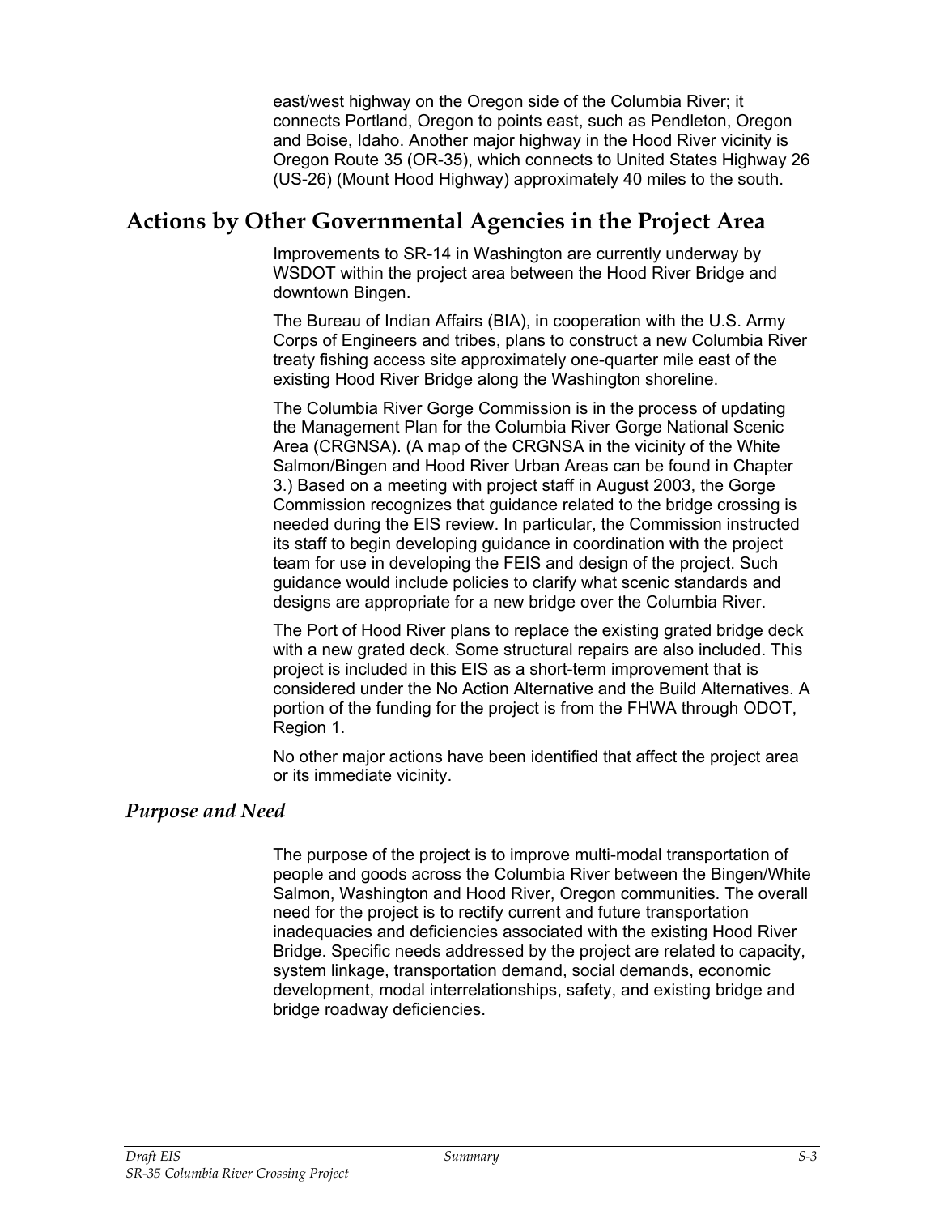east/west highway on the Oregon side of the Columbia River; it connects Portland, Oregon to points east, such as Pendleton, Oregon and Boise, Idaho. Another major highway in the Hood River vicinity is Oregon Route 35 (OR-35), which connects to United States Highway 26 (US-26) (Mount Hood Highway) approximately 40 miles to the south.

## Actions by Other Governmental Agencies in the Project Area

Improvements to SR-14 in Washington are currently underway by WSDOT within the project area between the Hood River Bridge and downtown Bingen.

The Bureau of Indian Affairs (BIA), in cooperation with the U.S. Army Corps of Engineers and tribes, plans to construct a new Columbia River treaty fishing access site approximately one-quarter mile east of the existing Hood River Bridge along the Washington shoreline.

The Columbia River Gorge Commission is in the process of updating the Management Plan for the Columbia River Gorge National Scenic Area (CRGNSA). (A map of the CRGNSA in the vicinity of the White Salmon/Bingen and Hood River Urban Areas can be found in Chapter 3.) Based on a meeting with project staff in August 2003, the Gorge Commission recognizes that guidance related to the bridge crossing is needed during the EIS review. In particular, the Commission instructed its staff to begin developing guidance in coordination with the project team for use in developing the FEIS and design of the project. Such guidance would include policies to clarify what scenic standards and designs are appropriate for a new bridge over the Columbia River.

The Port of Hood River plans to replace the existing grated bridge deck with a new grated deck. Some structural repairs are also included. This project is included in this EIS as a short-term improvement that is considered under the No Action Alternative and the Build Alternatives. A portion of the funding for the project is from the FHWA through ODOT, Region 1.

No other major actions have been identified that affect the project area or its immediate vicinity.

### *Purpose and Need*

The purpose of the project is to improve multi-modal transportation of people and goods across the Columbia River between the Bingen/White Salmon, Washington and Hood River, Oregon communities. The overall need for the project is to rectify current and future transportation inadequacies and deficiencies associated with the existing Hood River Bridge. Specific needs addressed by the project are related to capacity, system linkage, transportation demand, social demands, economic development, modal interrelationships, safety, and existing bridge and bridge roadway deficiencies.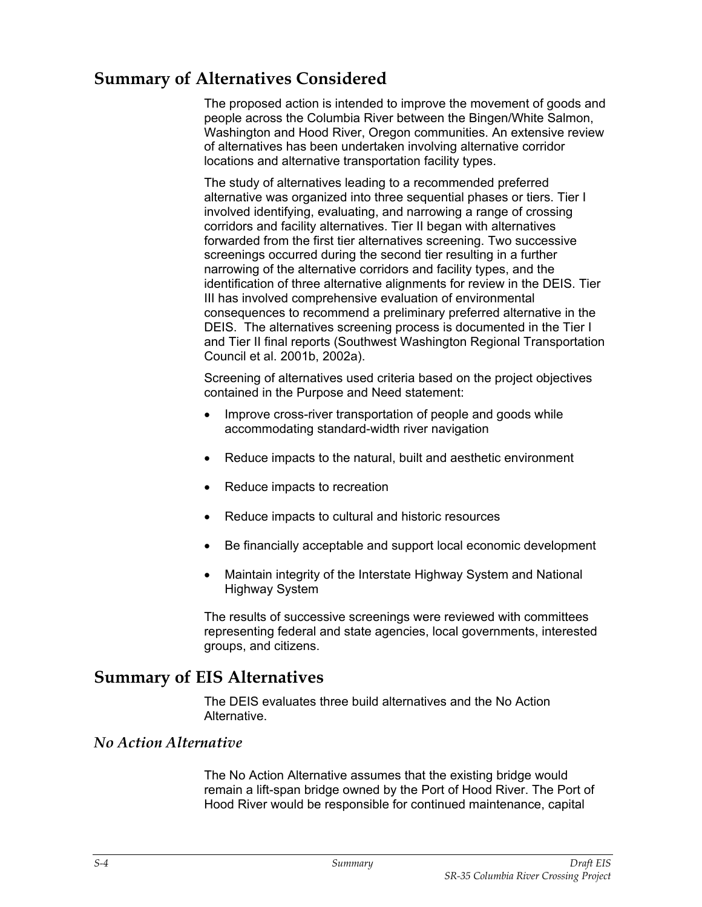## Summary of Alternatives Considered

The proposed action is intended to improve the movement of goods and people across the Columbia River between the Bingen/White Salmon, Washington and Hood River, Oregon communities. An extensive review of alternatives has been undertaken involving alternative corridor locations and alternative transportation facility types.

The study of alternatives leading to a recommended preferred alternative was organized into three sequential phases or tiers. Tier I involved identifying, evaluating, and narrowing a range of crossing corridors and facility alternatives. Tier II began with alternatives forwarded from the first tier alternatives screening. Two successive screenings occurred during the second tier resulting in a further narrowing of the alternative corridors and facility types, and the identification of three alternative alignments for review in the DEIS. Tier III has involved comprehensive evaluation of environmental consequences to recommend a preliminary preferred alternative in the DEIS. The alternatives screening process is documented in the Tier I and Tier II final reports (Southwest Washington Regional Transportation Council et al. 2001b, 2002a).

Screening of alternatives used criteria based on the project objectives contained in the Purpose and Need statement:

- Improve cross-river transportation of people and goods while accommodating standard-width river navigation
- Reduce impacts to the natural, built and aesthetic environment
- Reduce impacts to recreation
- Reduce impacts to cultural and historic resources
- Be financially acceptable and support local economic development
- Maintain integrity of the Interstate Highway System and National Highway System

The results of successive screenings were reviewed with committees representing federal and state agencies, local governments, interested groups, and citizens.

## Summary of EIS Alternatives

The DEIS evaluates three build alternatives and the No Action Alternative.

### *No Action Alternative*

The No Action Alternative assumes that the existing bridge would remain a lift-span bridge owned by the Port of Hood River. The Port of Hood River would be responsible for continued maintenance, capital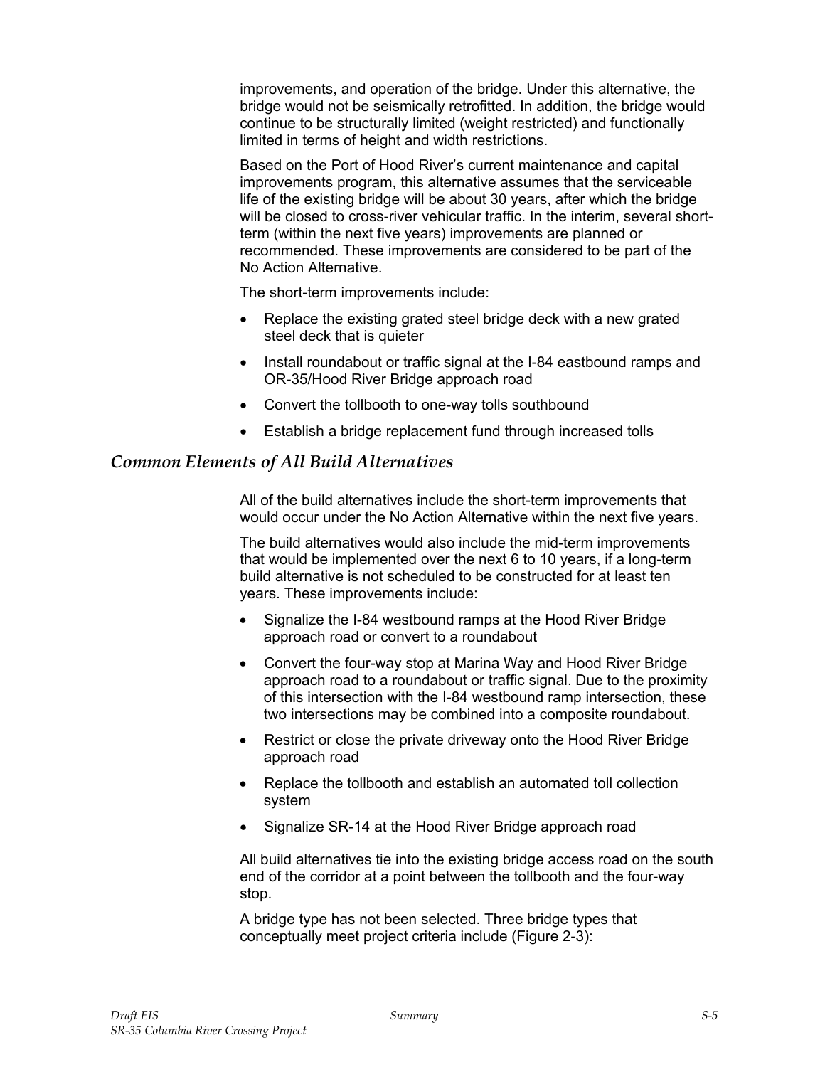improvements, and operation of the bridge. Under this alternative, the bridge would not be seismically retrofitted. In addition, the bridge would continue to be structurally limited (weight restricted) and functionally limited in terms of height and width restrictions.

Based on the Port of Hood River's current maintenance and capital improvements program, this alternative assumes that the serviceable life of the existing bridge will be about 30 years, after which the bridge will be closed to cross-river vehicular traffic. In the interim, several short-term (within the next five years) improvements are planned or recommended. These improvements are considered to be part of the No Action Alternative.

The short-term improvements include:

- Replace the existing grated steel bridge deck with a new grated steel deck that is quieter
- Install roundabout or traffic signal at the I-84 eastbound ramps and OR-35/Hood River Bridge approach road
- Convert the tollbooth to one-way tolls southbound
- Establish a bridge replacement fund through increased tolls

### *Common Elements of All Build Alternatives*

All of the build alternatives include the short-term improvements that would occur under the No Action Alternative within the next five years.

The build alternatives would also include the mid-term improvements that would be implemented over the next 6 to 10 years, if a long-term build alternative is not scheduled to be constructed for at least ten years. These improvements include:

- Signalize the I-84 westbound ramps at the Hood River Bridge approach road or convert to a roundabout
- Convert the four-way stop at Marina Way and Hood River Bridge approach road to a roundabout or traffic signal. Due to the proximity of this intersection with the I-84 westbound ramp intersection, these two intersections may be combined into a composite roundabout.
- Restrict or close the private driveway onto the Hood River Bridge approach road
- Replace the tollbooth and establish an automated toll collection system
- Signalize SR-14 at the Hood River Bridge approach road

All build alternatives tie into the existing bridge access road on the south end of the corridor at a point between the tollbooth and the four-way stop.

A bridge type has not been selected. Three bridge types that conceptually meet project criteria include (Figure 2-3):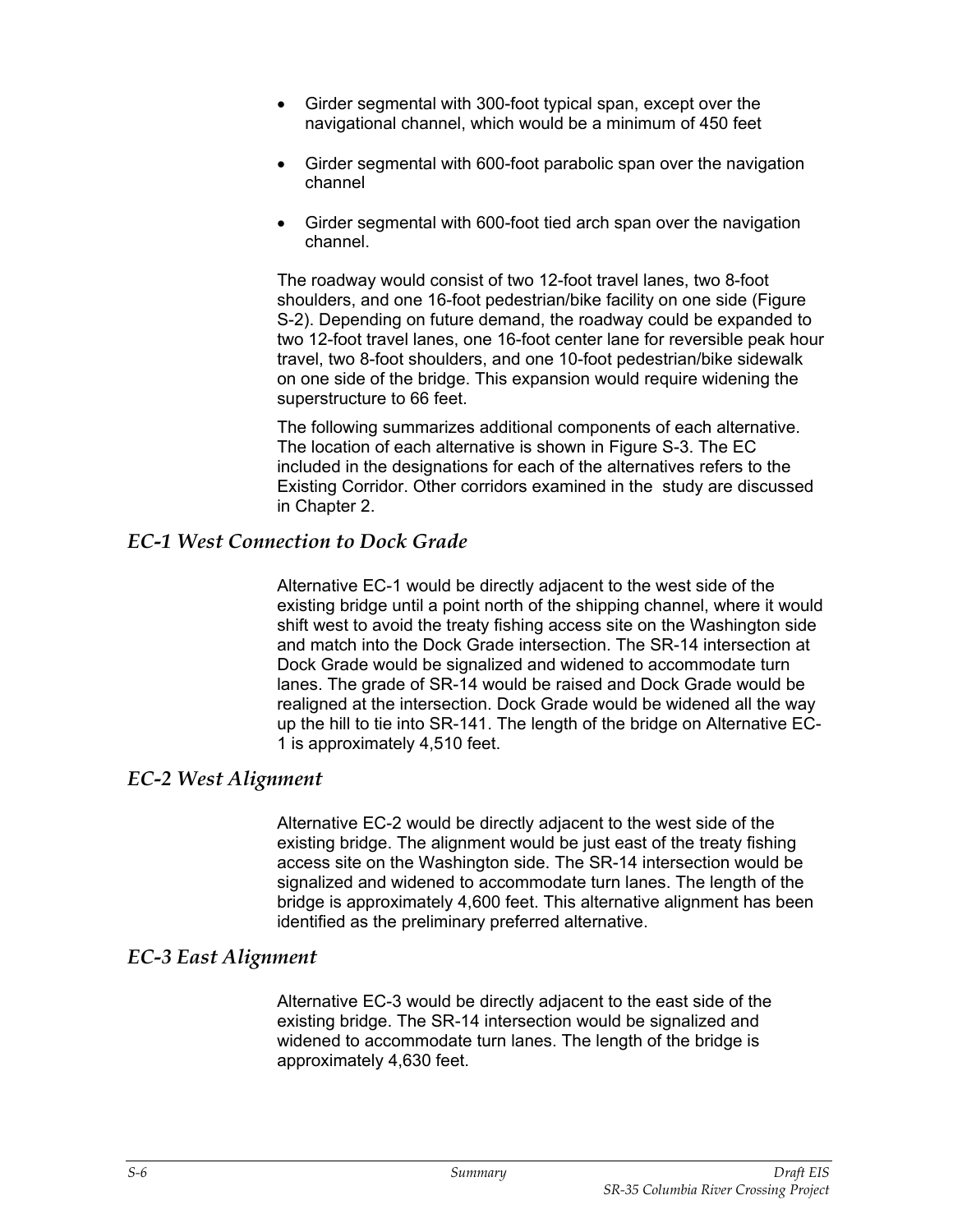- Girder segmental with 300-foot typical span, except over the navigational channel, which would be a minimum of 450 feet
- Girder segmental with 600-foot parabolic span over the navigation channel
- Girder segmental with 600-foot tied arch span over the navigation channel.

The roadway would consist of two 12-foot travel lanes, two 8-foot shoulders, and one 16-foot pedestrian/bike facility on one side (Figure S-2). Depending on future demand, the roadway could be expanded to two 12-foot travel lanes, one 16-foot center lane for reversible peak hour travel, two 8-foot shoulders, and one 10-foot pedestrian/bike sidewalk on one side of the bridge. This expansion would require widening the superstructure to 66 feet.

The following summarizes additional components of each alternative. The location of each alternative is shown in Figure S-3. The EC included in the designations for each of the alternatives refers to the Existing Corridor. Other corridors examined in the study are discussed in Chapter 2.

### *EC-1 West Connection to Dock Grade*

Alternative EC-1 would be directly adjacent to the west side of the existing bridge until a point north of the shipping channel, where it would shift west to avoid the treaty fishing access site on the Washington side and match into the Dock Grade intersection. The SR-14 intersection at Dock Grade would be signalized and widened to accommodate turn lanes. The grade of SR-14 would be raised and Dock Grade would be realigned at the intersection. Dock Grade would be widened all the way up the hill to tie into SR-141. The length of the bridge on Alternative EC-1 is approximately 4,510 feet.

### *EC-2 West Alignment*

Alternative EC-2 would be directly adjacent to the west side of the existing bridge. The alignment would be just east of the treaty fishing access site on the Washington side. The SR-14 intersection would be signalized and widened to accommodate turn lanes. The length of the bridge is approximately 4,600 feet. This alternative alignment has been identified as the preliminary preferred alternative.

### *EC-3 East Alignment*

Alternative EC-3 would be directly adjacent to the east side of the existing bridge. The SR-14 intersection would be signalized and widened to accommodate turn lanes. The length of the bridge is approximately 4,630 feet.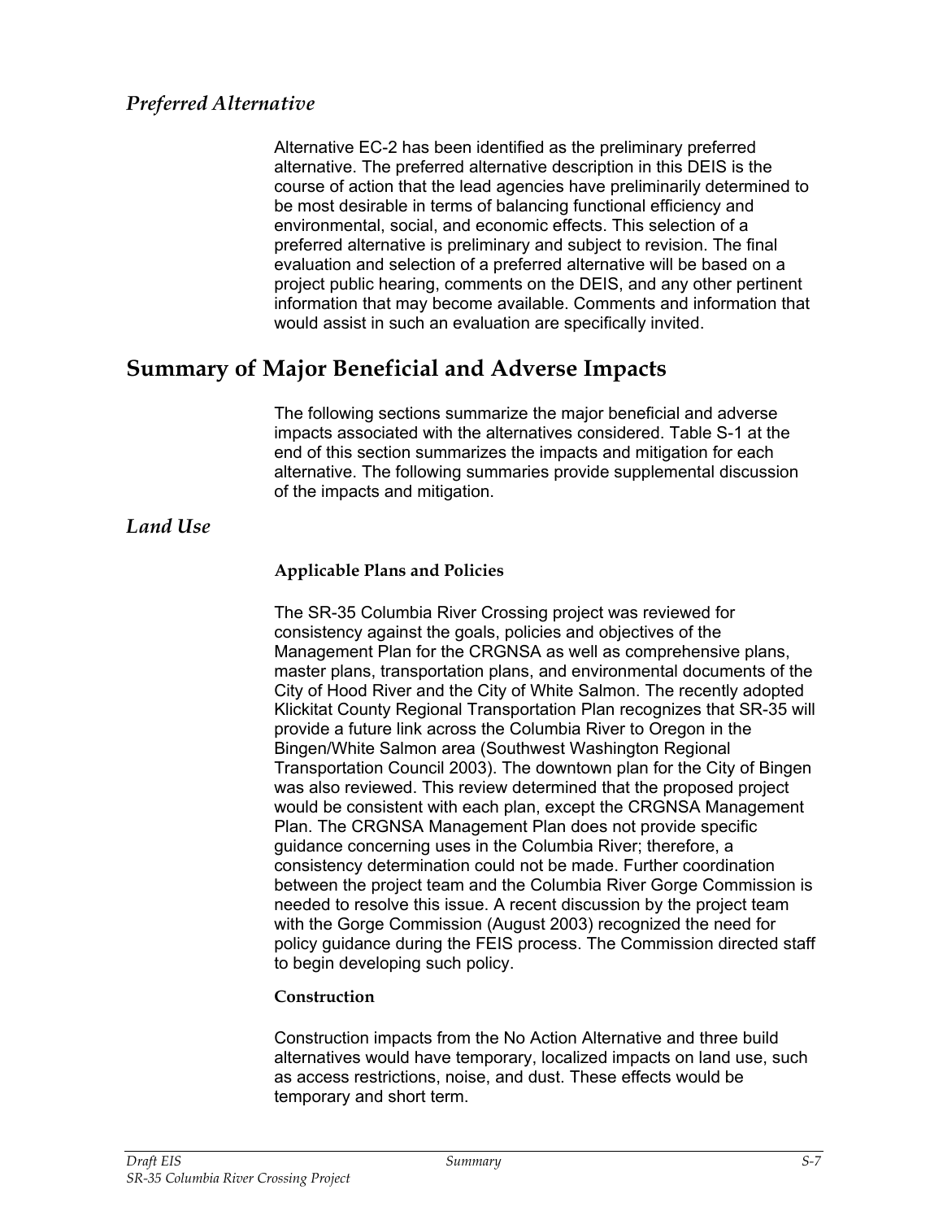### *Preferred Alternative*

Alternative EC-2 has been identified as the preliminary preferred alternative. The preferred alternative description in this DEIS is the course of action that the lead agencies have preliminarily determined to be most desirable in terms of balancing functional efficiency and environmental, social, and economic effects. This selection of a preferred alternative is preliminary and subject to revision. The final evaluation and selection of a preferred alternative will be based on a project public hearing, comments on the DEIS, and any other pertinent information that may become available. Comments and information that would assist in such an evaluation are specifically invited.

## Summary of Major Beneficial and Adverse Impacts

The following sections summarize the major beneficial and adverse impacts associated with the alternatives considered. Table S-1 at the end of this section summarizes the impacts and mitigation for each alternative. The following summaries provide supplemental discussion of the impacts and mitigation.

### *Land Use*

#### Applicable Plans and Policies

The SR-35 Columbia River Crossing project was reviewed for consistency against the goals, policies and objectives of the Management Plan for the CRGNSA as well as comprehensive plans, master plans, transportation plans, and environmental documents of the City of Hood River and the City of White Salmon. The recently adopted Klickitat County Regional Transportation Plan recognizes that SR-35 will provide a future link across the Columbia River to Oregon in the Bingen/White Salmon area (Southwest Washington Regional Transportation Council 2003). The downtown plan for the City of Bingen was also reviewed. This review determined that the proposed project would be consistent with each plan, except the CRGNSA Management Plan. The CRGNSA Management Plan does not provide specific guidance concerning uses in the Columbia River; therefore, a consistency determination could not be made. Further coordination between the project team and the Columbia River Gorge Commission is needed to resolve this issue. A recent discussion by the project team with the Gorge Commission (August 2003) recognized the need for policy guidance during the FEIS process. The Commission directed staff to begin developing such policy.

#### Construction

Construction impacts from the No Action Alternative and three build alternatives would have temporary, localized impacts on land use, such as access restrictions, noise, and dust. These effects would be temporary and short term.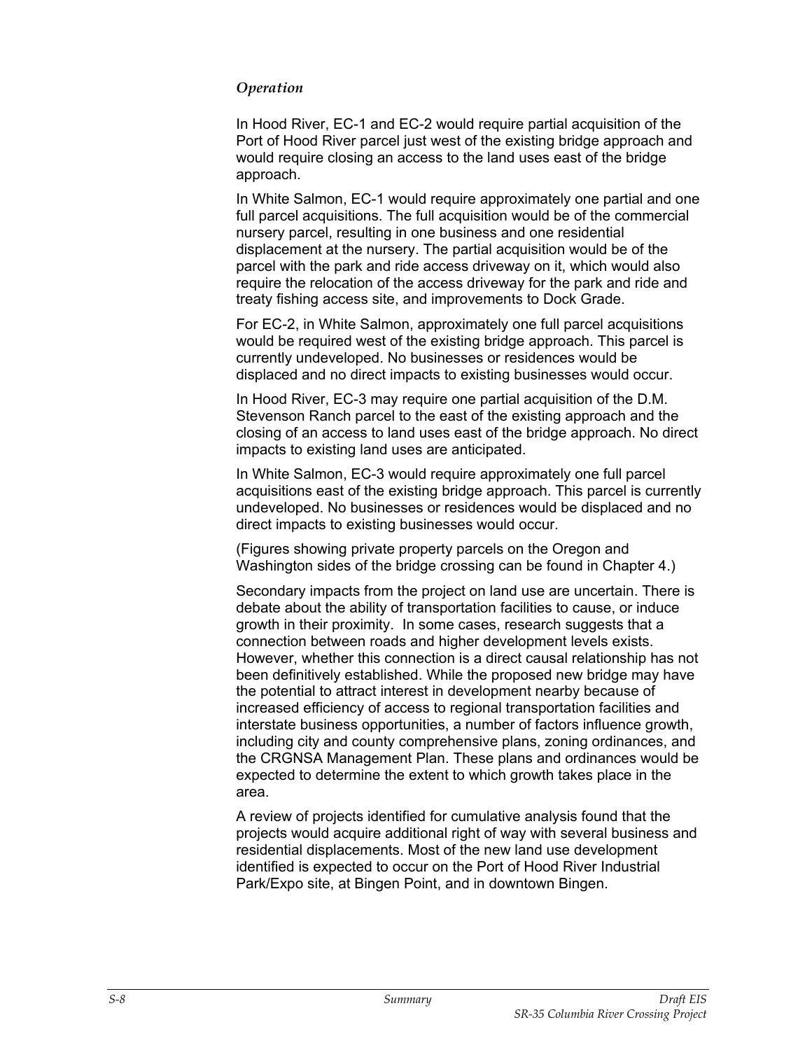### *Operation*

In Hood River, EC-1 and EC-2 would require partial acquisition of the Port of Hood River parcel just west of the existing bridge approach and would require closing an access to the land uses east of the bridge approach.

In White Salmon, EC-1 would require approximately one partial and one full parcel acquisitions. The full acquisition would be of the commercial nursery parcel, resulting in one business and one residential displacement at the nursery. The partial acquisition would be of the parcel with the park and ride access driveway on it, which would also require the relocation of the access driveway for the park and ride and treaty fishing access site, and improvements to Dock Grade.

For EC-2, in White Salmon, approximately one full parcel acquisitions would be required west of the existing bridge approach. This parcel is currently undeveloped. No businesses or residences would be displaced and no direct impacts to existing businesses would occur.

In Hood River, EC-3 may require one partial acquisition of the D.M. Stevenson Ranch parcel to the east of the existing approach and the closing of an access to land uses east of the bridge approach. No direct impacts to existing land uses are anticipated.

In White Salmon, EC-3 would require approximately one full parcel acquisitions east of the existing bridge approach. This parcel is currently undeveloped. No businesses or residences would be displaced and no direct impacts to existing businesses would occur.

(Figures showing private property parcels on the Oregon and Washington sides of the bridge crossing can be found in Chapter 4.)

Secondary impacts from the project on land use are uncertain. There is debate about the ability of transportation facilities to cause, or induce growth in their proximity. In some cases, research suggests that a connection between roads and higher development levels exists. However, whether this connection is a direct causal relationship has not been definitively established. While the proposed new bridge may have the potential to attract interest in development nearby because of increased efficiency of access to regional transportation facilities and interstate business opportunities, a number of factors influence growth, including city and county comprehensive plans, zoning ordinances, and the CRGNSA Management Plan. These plans and ordinances would be expected to determine the extent to which growth takes place in the area.

A review of projects identified for cumulative analysis found that the projects would acquire additional right of way with several business and residential displacements. Most of the new land use development identified is expected to occur on the Port of Hood River Industrial Park/Expo site, at Bingen Point, and in downtown Bingen.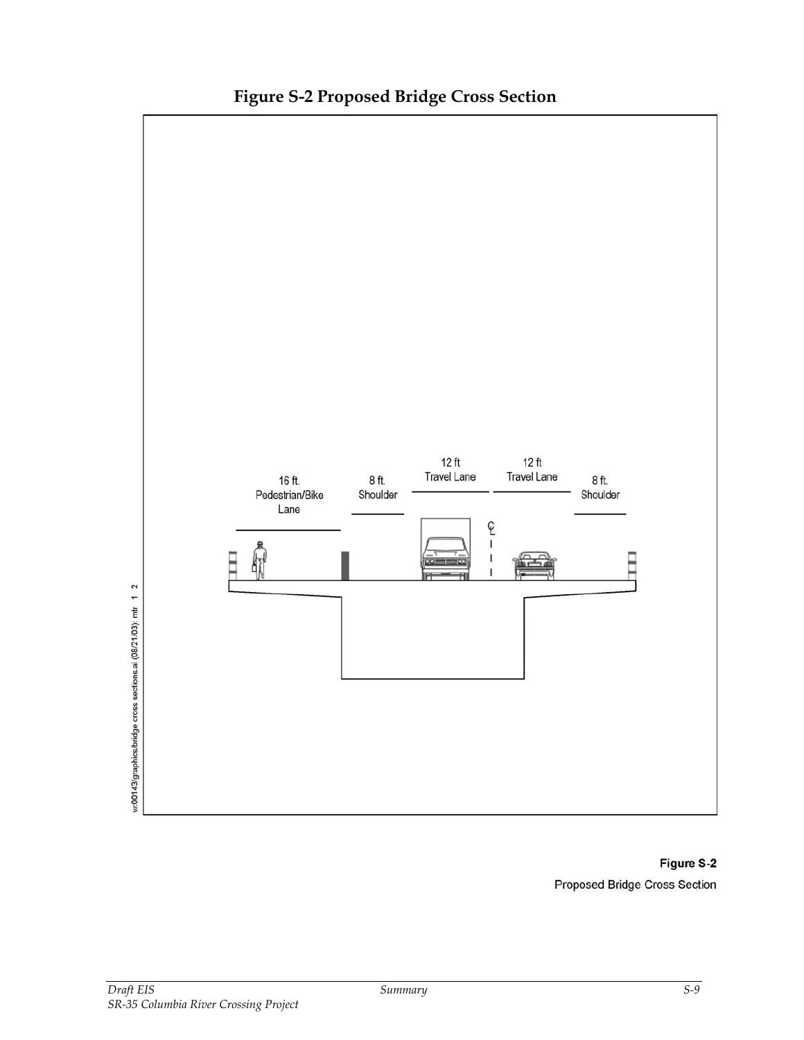# Figure S-2 Proposed Bridge Cross Section

16 ft. Pedestrian/Bike Lane

8 ft. Shoulder

12 ft Travel Lane

12 ft Travel Lane

8 ft. Shoulder

v:00143/graphics/bridge cross sections.ai (08/21/03): mtr 1 2

Figure S-2

Proposed Bridge Cross Section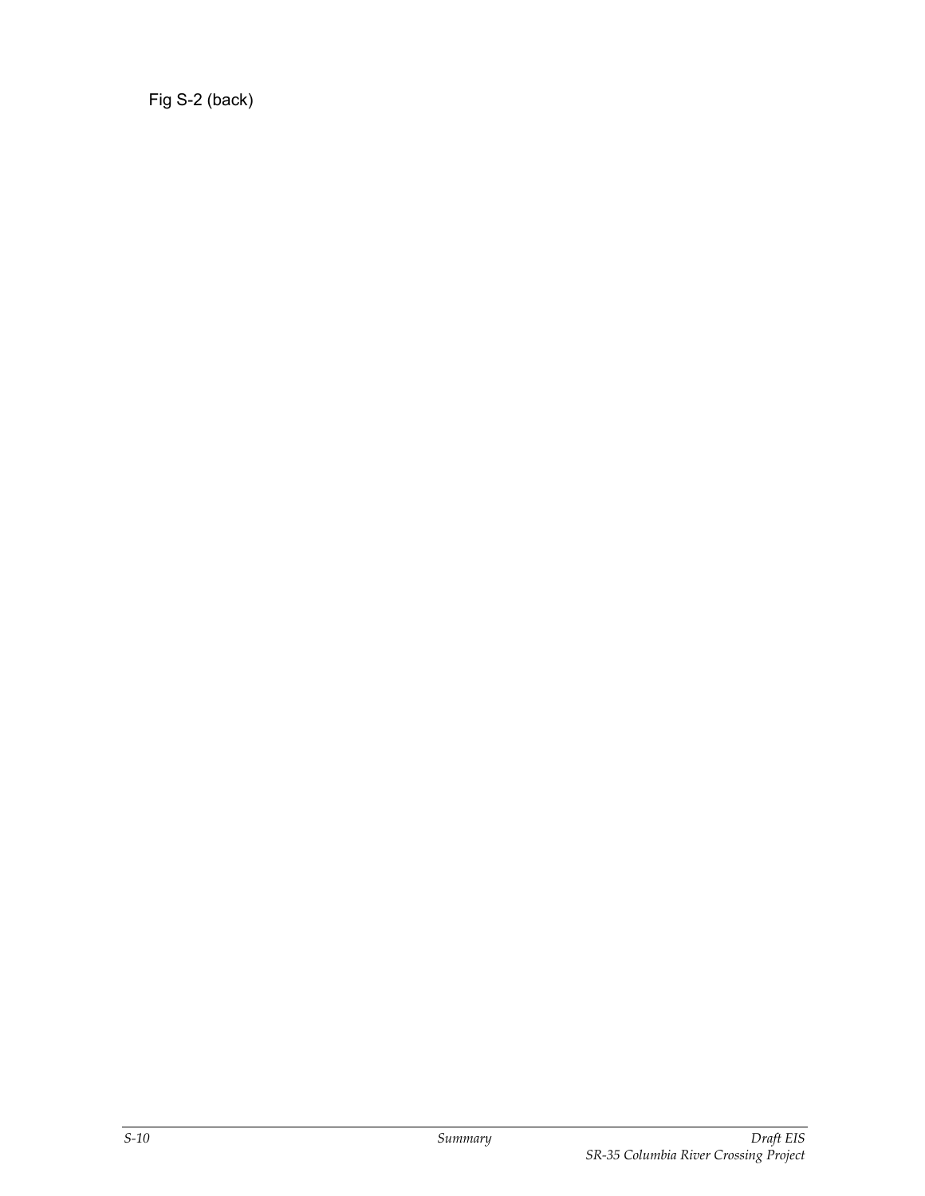Fig S-2 (back)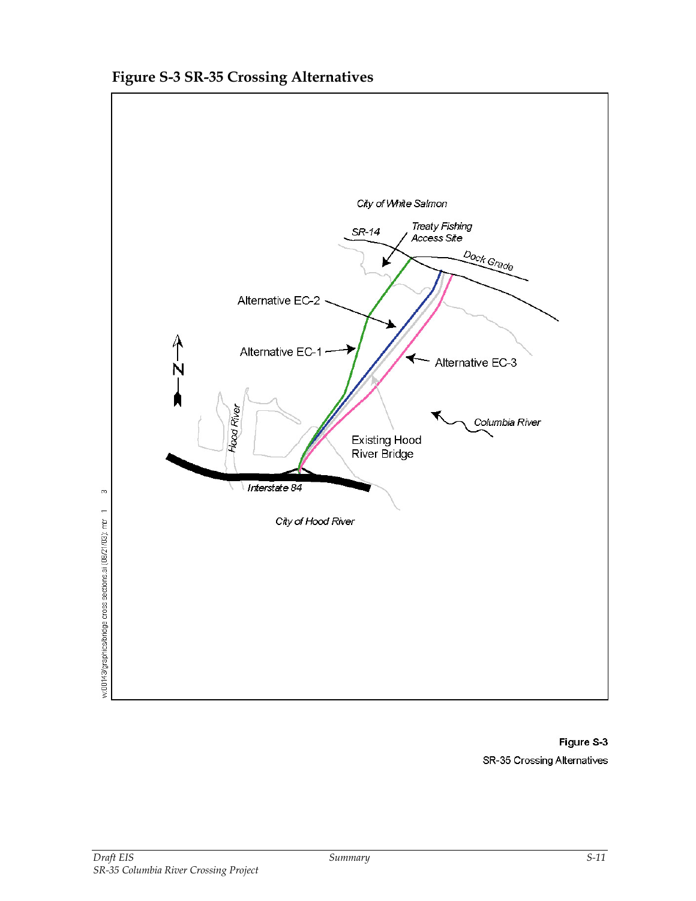# Figure S-3 SR-35 Crossing Alternatives

City of White Salmon

SR-14

Treaty Fishing Access Site

Dock Grade

Alternative EC-2

Alternative EC-1

Alternative EC-3

N

Columbia River

Hood River

Existing Hood River Bridge

Interstate 84

City of Hood River

w:00143/graphics/bridge cross sections.ai (08/21/03): mr 1 3

**Figure S-3**

SR-35 Crossing Alternatives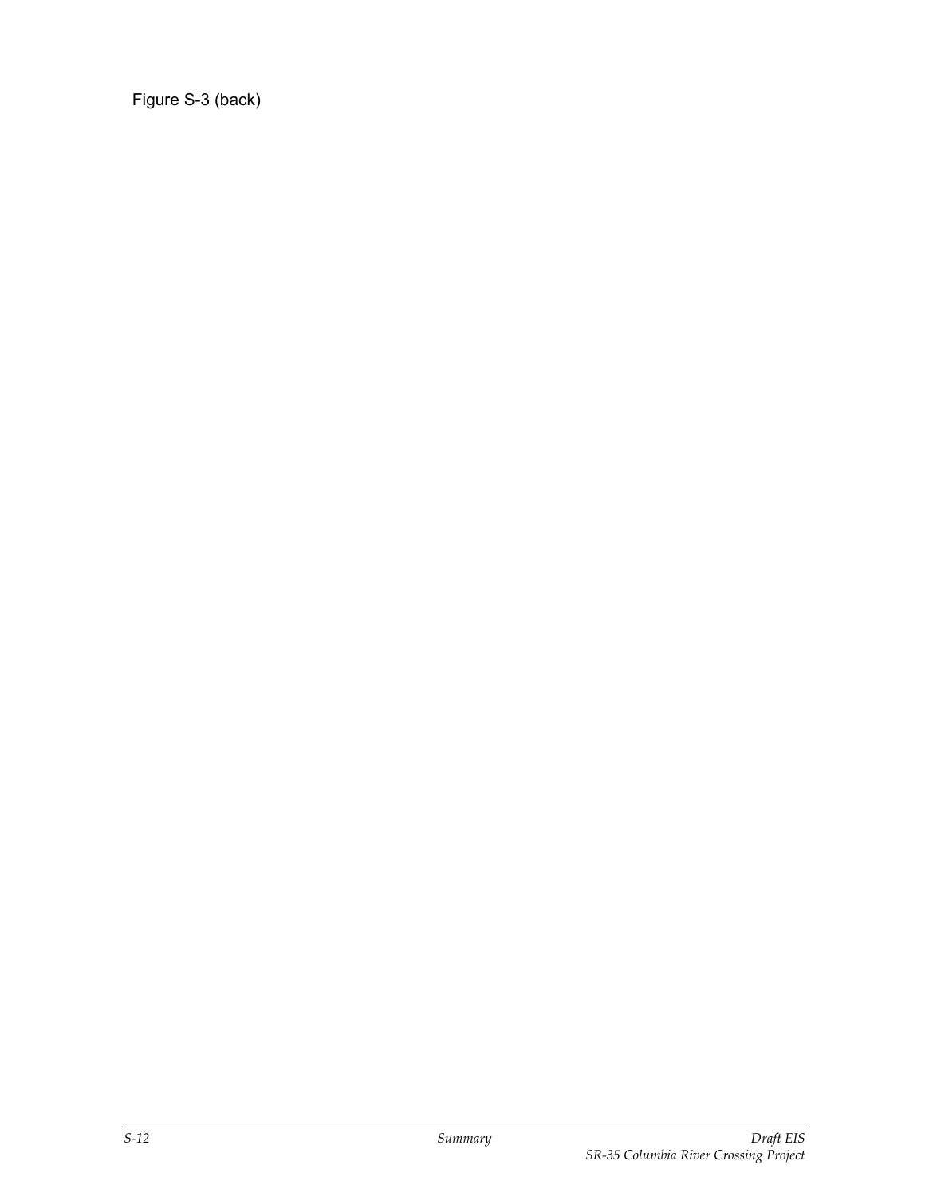Figure S-3 (back)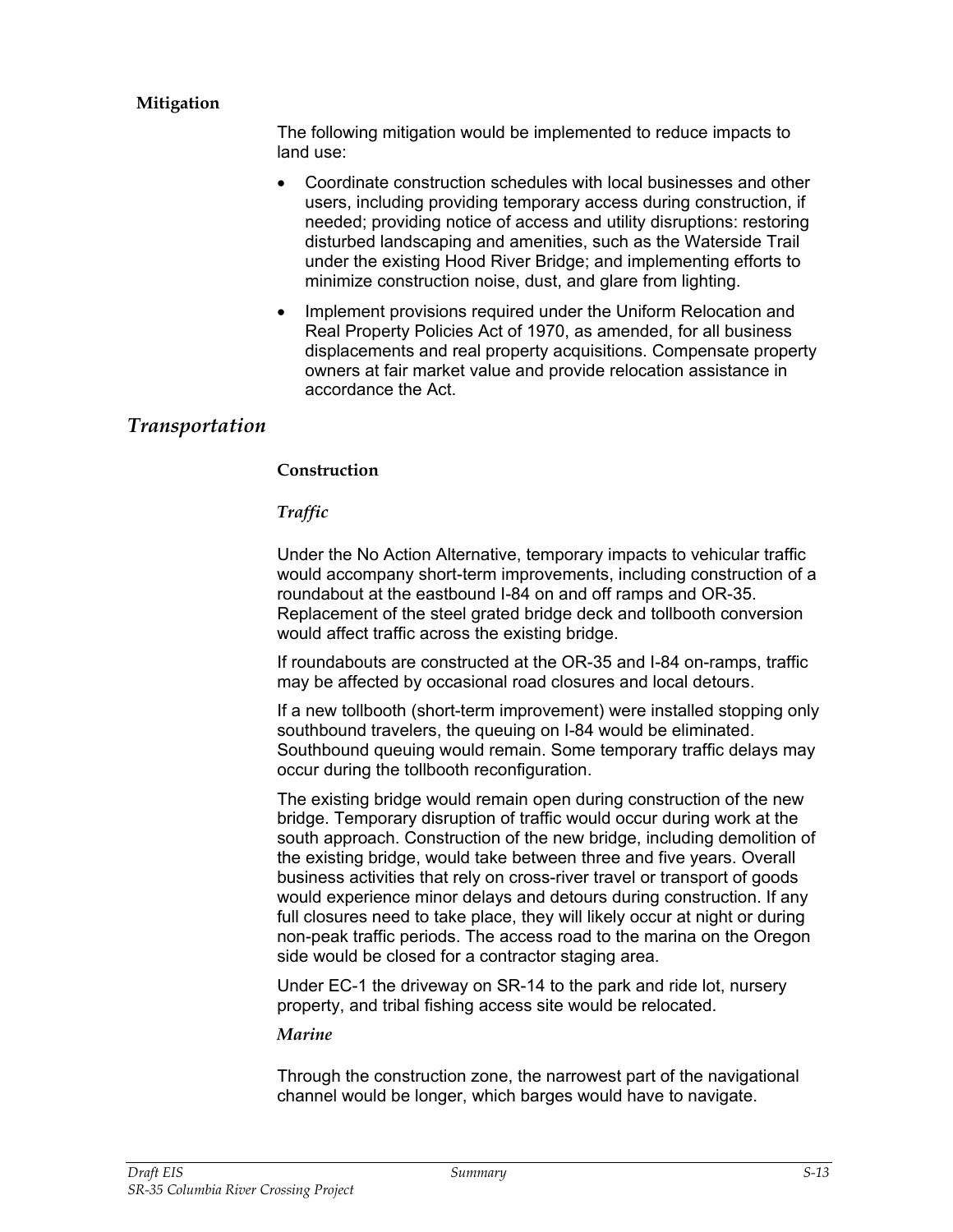### Mitigation

The following mitigation would be implemented to reduce impacts to land use:

- Coordinate construction schedules with local businesses and other users, including providing temporary access during construction, if needed; providing notice of access and utility disruptions: restoring disturbed landscaping and amenities, such as the Waterside Trail under the existing Hood River Bridge; and implementing efforts to minimize construction noise, dust, and glare from lighting.
- Implement provisions required under the Uniform Relocation and Real Property Policies Act of 1970, as amended, for all business displacements and real property acquisitions. Compensate property owners at fair market value and provide relocation assistance in accordance the Act.

## *Transportation*

### Construction

#### *Traffic*

Under the No Action Alternative, temporary impacts to vehicular traffic would accompany short-term improvements, including construction of a roundabout at the eastbound I-84 on and off ramps and OR-35. Replacement of the steel grated bridge deck and tollbooth conversion would affect traffic across the existing bridge.

If roundabouts are constructed at the OR-35 and I-84 on-ramps, traffic may be affected by occasional road closures and local detours.

If a new tollbooth (short-term improvement) were installed stopping only southbound travelers, the queuing on I-84 would be eliminated. Southbound queuing would remain. Some temporary traffic delays may occur during the tollbooth reconfiguration.

The existing bridge would remain open during construction of the new bridge. Temporary disruption of traffic would occur during work at the south approach. Construction of the new bridge, including demolition of the existing bridge, would take between three and five years. Overall business activities that rely on cross-river travel or transport of goods would experience minor delays and detours during construction. If any full closures need to take place, they will likely occur at night or during non-peak traffic periods. The access road to the marina on the Oregon side would be closed for a contractor staging area.

Under EC-1 the driveway on SR-14 to the park and ride lot, nursery property, and tribal fishing access site would be relocated.

#### *Marine*

Through the construction zone, the narrowest part of the navigational channel would be longer, which barges would have to navigate.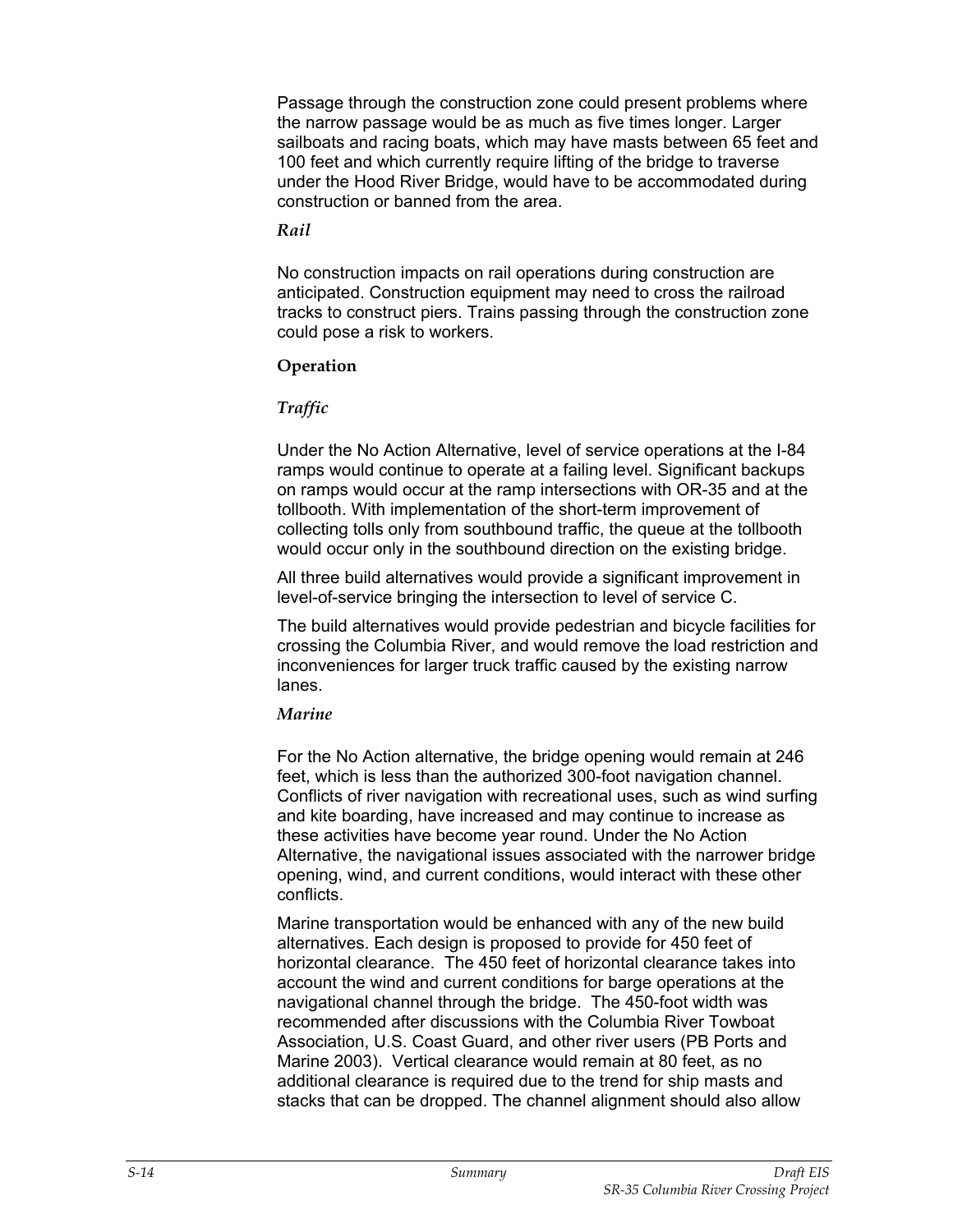Passage through the construction zone could present problems where the narrow passage would be as much as five times longer. Larger sailboats and racing boats, which may have masts between 65 feet and 100 feet and which currently require lifting of the bridge to traverse under the Hood River Bridge, would have to be accommodated during construction or banned from the area.

*Rail*

No construction impacts on rail operations during construction are anticipated. Construction equipment may need to cross the railroad tracks to construct piers. Trains passing through the construction zone could pose a risk to workers.

**Operation**

*Traffic*

Under the No Action Alternative, level of service operations at the I-84 ramps would continue to operate at a failing level. Significant backups on ramps would occur at the ramp intersections with OR-35 and at the tollbooth. With implementation of the short-term improvement of collecting tolls only from southbound traffic, the queue at the tollbooth would occur only in the southbound direction on the existing bridge.

All three build alternatives would provide a significant improvement in level-of-service bringing the intersection to level of service C.

The build alternatives would provide pedestrian and bicycle facilities for crossing the Columbia River, and would remove the load restriction and inconveniences for larger truck traffic caused by the existing narrow lanes.

*Marine*

For the No Action alternative, the bridge opening would remain at 246 feet, which is less than the authorized 300-foot navigation channel. Conflicts of river navigation with recreational uses, such as wind surfing and kite boarding, have increased and may continue to increase as these activities have become year round. Under the No Action Alternative, the navigational issues associated with the narrower bridge opening, wind, and current conditions, would interact with these other conflicts.

Marine transportation would be enhanced with any of the new build alternatives. Each design is proposed to provide for 450 feet of horizontal clearance. The 450 feet of horizontal clearance takes into account the wind and current conditions for barge operations at the navigational channel through the bridge. The 450-foot width was recommended after discussions with the Columbia River Towboat Association, U.S. Coast Guard, and other river users (PB Ports and Marine 2003). Vertical clearance would remain at 80 feet, as no additional clearance is required due to the trend for ship masts and stacks that can be dropped. The channel alignment should also allow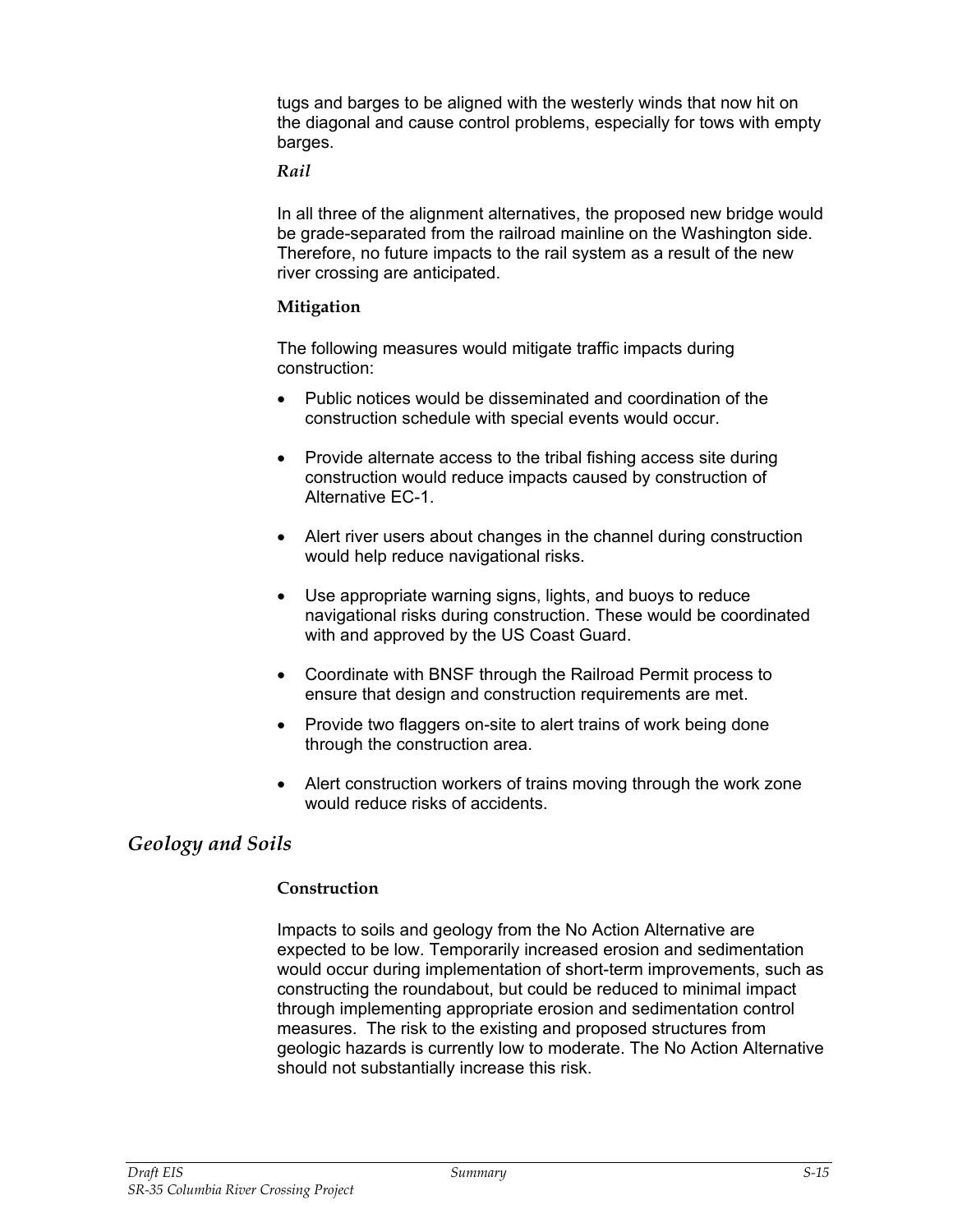tugs and barges to be aligned with the westerly winds that now hit on the diagonal and cause control problems, especially for tows with empty barges.

***Rail***

In all three of the alignment alternatives, the proposed new bridge would be grade-separated from the railroad mainline on the Washington side. Therefore, no future impacts to the rail system as a result of the new river crossing are anticipated.

**Mitigation**

The following measures would mitigate traffic impacts during construction:

- Public notices would be disseminated and coordination of the construction schedule with special events would occur.
- Provide alternate access to the tribal fishing access site during construction would reduce impacts caused by construction of Alternative EC-1.
- Alert river users about changes in the channel during construction would help reduce navigational risks.
- Use appropriate warning signs, lights, and buoys to reduce navigational risks during construction. These would be coordinated with and approved by the US Coast Guard.
- Coordinate with BNSF through the Railroad Permit process to ensure that design and construction requirements are met.
- Provide two flaggers on-site to alert trains of work being done through the construction area.
- Alert construction workers of trains moving through the work zone would reduce risks of accidents.

## *Geology and Soils*

**Construction**

Impacts to soils and geology from the No Action Alternative are expected to be low. Temporarily increased erosion and sedimentation would occur during implementation of short-term improvements, such as constructing the roundabout, but could be reduced to minimal impact through implementing appropriate erosion and sedimentation control measures. The risk to the existing and proposed structures from geologic hazards is currently low to moderate. The No Action Alternative should not substantially increase this risk.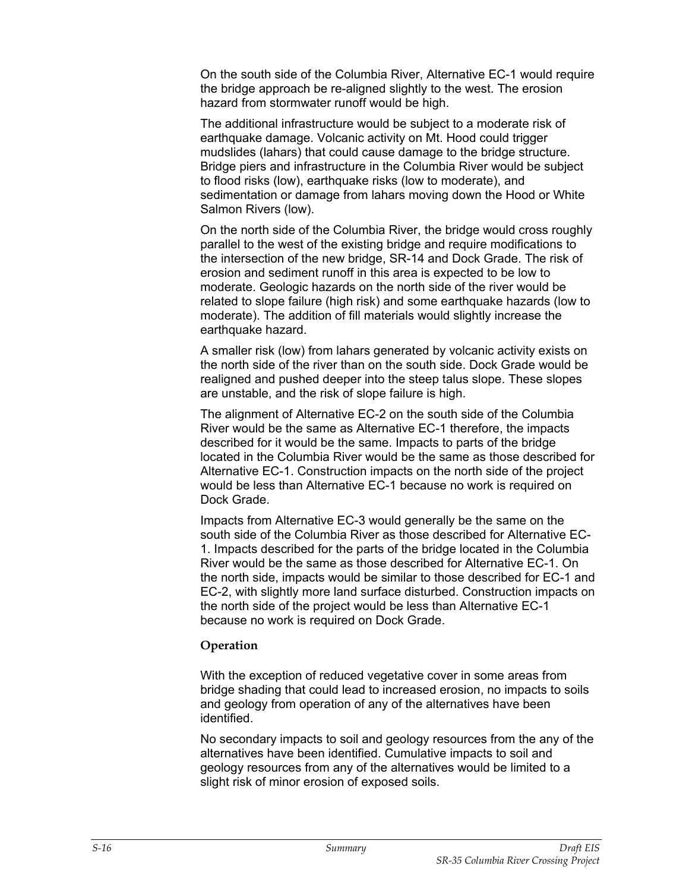On the south side of the Columbia River, Alternative EC-1 would require the bridge approach be re-aligned slightly to the west. The erosion hazard from stormwater runoff would be high.

The additional infrastructure would be subject to a moderate risk of earthquake damage. Volcanic activity on Mt. Hood could trigger mudslides (lahars) that could cause damage to the bridge structure. Bridge piers and infrastructure in the Columbia River would be subject to flood risks (low), earthquake risks (low to moderate), and sedimentation or damage from lahars moving down the Hood or White Salmon Rivers (low).

On the north side of the Columbia River, the bridge would cross roughly parallel to the west of the existing bridge and require modifications to the intersection of the new bridge, SR-14 and Dock Grade. The risk of erosion and sediment runoff in this area is expected to be low to moderate. Geologic hazards on the north side of the river would be related to slope failure (high risk) and some earthquake hazards (low to moderate). The addition of fill materials would slightly increase the earthquake hazard.

A smaller risk (low) from lahars generated by volcanic activity exists on the north side of the river than on the south side. Dock Grade would be realigned and pushed deeper into the steep talus slope. These slopes are unstable, and the risk of slope failure is high.

The alignment of Alternative EC-2 on the south side of the Columbia River would be the same as Alternative EC-1 therefore, the impacts described for it would be the same. Impacts to parts of the bridge located in the Columbia River would be the same as those described for Alternative EC-1. Construction impacts on the north side of the project would be less than Alternative EC-1 because no work is required on Dock Grade.

Impacts from Alternative EC-3 would generally be the same on the south side of the Columbia River as those described for Alternative EC-1. Impacts described for the parts of the bridge located in the Columbia River would be the same as those described for Alternative EC-1. On the north side, impacts would be similar to those described for EC-1 and EC-2, with slightly more land surface disturbed. Construction impacts on the north side of the project would be less than Alternative EC-1 because no work is required on Dock Grade.

### Operation

With the exception of reduced vegetative cover in some areas from bridge shading that could lead to increased erosion, no impacts to soils and geology from operation of any of the alternatives have been identified.

No secondary impacts to soil and geology resources from the any of the alternatives have been identified. Cumulative impacts to soil and geology resources from any of the alternatives would be limited to a slight risk of minor erosion of exposed soils.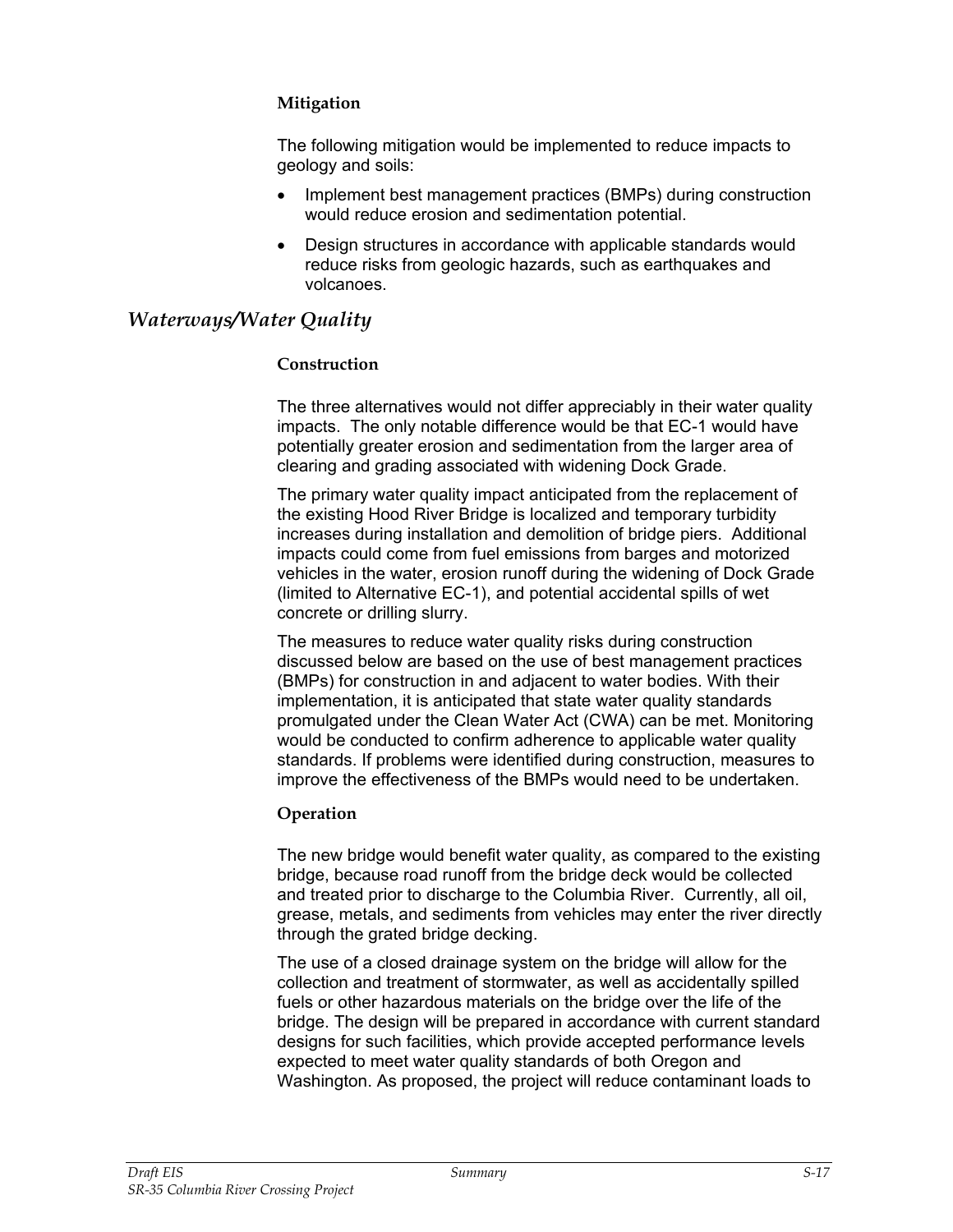#### Mitigation

The following mitigation would be implemented to reduce impacts to geology and soils:

- Implement best management practices (BMPs) during construction would reduce erosion and sedimentation potential.
- Design structures in accordance with applicable standards would reduce risks from geologic hazards, such as earthquakes and volcanoes.

### *Waterways/Water Quality*

#### Construction

The three alternatives would not differ appreciably in their water quality impacts. The only notable difference would be that EC-1 would have potentially greater erosion and sedimentation from the larger area of clearing and grading associated with widening Dock Grade.

The primary water quality impact anticipated from the replacement of the existing Hood River Bridge is localized and temporary turbidity increases during installation and demolition of bridge piers. Additional impacts could come from fuel emissions from barges and motorized vehicles in the water, erosion runoff during the widening of Dock Grade (limited to Alternative EC-1), and potential accidental spills of wet concrete or drilling slurry.

The measures to reduce water quality risks during construction discussed below are based on the use of best management practices (BMPs) for construction in and adjacent to water bodies. With their implementation, it is anticipated that state water quality standards promulgated under the Clean Water Act (CWA) can be met. Monitoring would be conducted to confirm adherence to applicable water quality standards. If problems were identified during construction, measures to improve the effectiveness of the BMPs would need to be undertaken.

#### Operation

The new bridge would benefit water quality, as compared to the existing bridge, because road runoff from the bridge deck would be collected and treated prior to discharge to the Columbia River. Currently, all oil, grease, metals, and sediments from vehicles may enter the river directly through the grated bridge decking.

The use of a closed drainage system on the bridge will allow for the collection and treatment of stormwater, as well as accidentally spilled fuels or other hazardous materials on the bridge over the life of the bridge. The design will be prepared in accordance with current standard designs for such facilities, which provide accepted performance levels expected to meet water quality standards of both Oregon and Washington. As proposed, the project will reduce contaminant loads to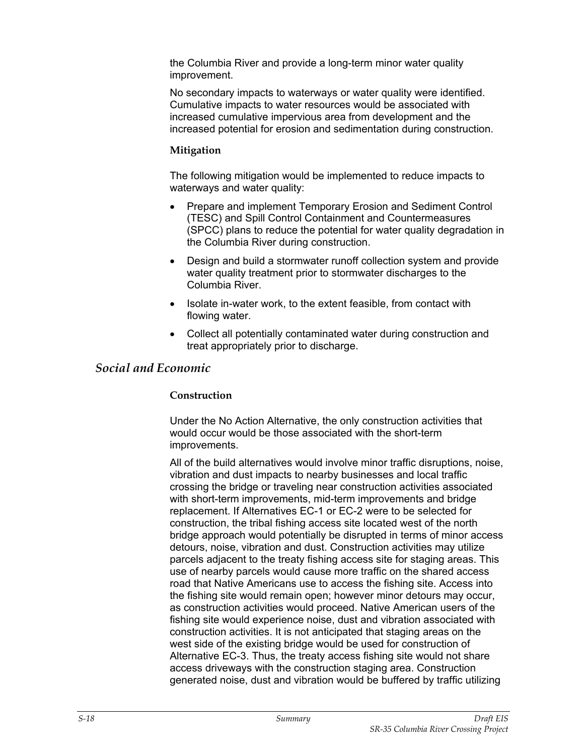the Columbia River and provide a long-term minor water quality improvement.

No secondary impacts to waterways or water quality were identified. Cumulative impacts to water resources would be associated with increased cumulative impervious area from development and the increased potential for erosion and sedimentation during construction.

#### Mitigation

The following mitigation would be implemented to reduce impacts to waterways and water quality:

- Prepare and implement Temporary Erosion and Sediment Control (TESC) and Spill Control Containment and Countermeasures (SPCC) plans to reduce the potential for water quality degradation in the Columbia River during construction.
- Design and build a stormwater runoff collection system and provide water quality treatment prior to stormwater discharges to the Columbia River.
- Isolate in-water work, to the extent feasible, from contact with flowing water.
- Collect all potentially contaminated water during construction and treat appropriately prior to discharge.

### *Social and Economic*

#### Construction

Under the No Action Alternative, the only construction activities that would occur would be those associated with the short-term improvements.

All of the build alternatives would involve minor traffic disruptions, noise, vibration and dust impacts to nearby businesses and local traffic crossing the bridge or traveling near construction activities associated with short-term improvements, mid-term improvements and bridge replacement. If Alternatives EC-1 or EC-2 were to be selected for construction, the tribal fishing access site located west of the north bridge approach would potentially be disrupted in terms of minor access detours, noise, vibration and dust. Construction activities may utilize parcels adjacent to the treaty fishing access site for staging areas. This use of nearby parcels would cause more traffic on the shared access road that Native Americans use to access the fishing site. Access into the fishing site would remain open; however minor detours may occur, as construction activities would proceed. Native American users of the fishing site would experience noise, dust and vibration associated with construction activities. It is not anticipated that staging areas on the west side of the existing bridge would be used for construction of Alternative EC-3. Thus, the treaty access fishing site would not share access driveways with the construction staging area. Construction generated noise, dust and vibration would be buffered by traffic utilizing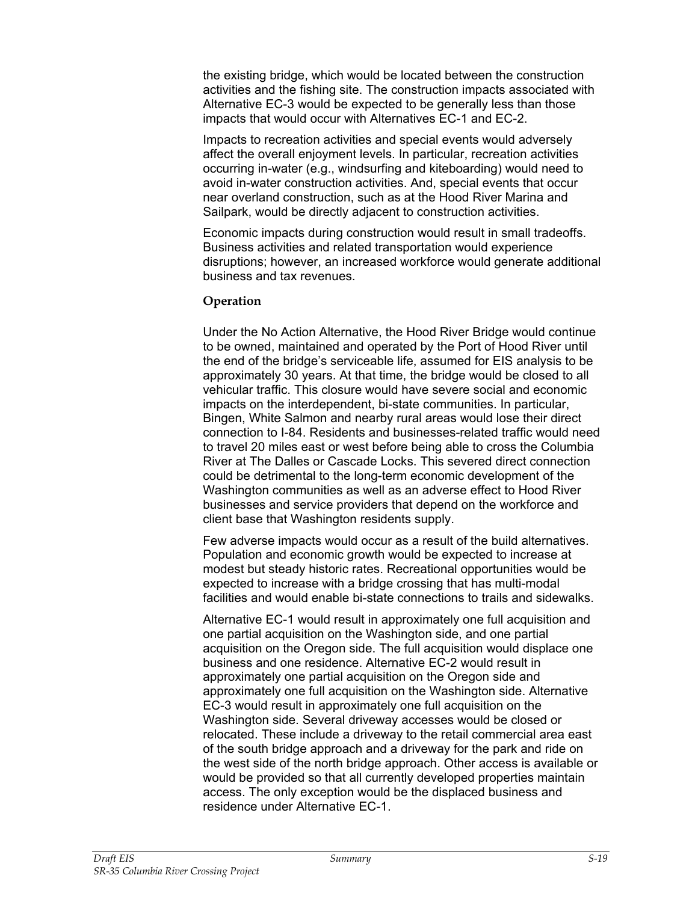the existing bridge, which would be located between the construction activities and the fishing site. The construction impacts associated with Alternative EC-3 would be expected to be generally less than those impacts that would occur with Alternatives EC-1 and EC-2.

Impacts to recreation activities and special events would adversely affect the overall enjoyment levels. In particular, recreation activities occurring in-water (e.g., windsurfing and kiteboarding) would need to avoid in-water construction activities. And, special events that occur near overland construction, such as at the Hood River Marina and Sailpark, would be directly adjacent to construction activities.

Economic impacts during construction would result in small tradeoffs. Business activities and related transportation would experience disruptions; however, an increased workforce would generate additional business and tax revenues.

#### Operation

Under the No Action Alternative, the Hood River Bridge would continue to be owned, maintained and operated by the Port of Hood River until the end of the bridge's serviceable life, assumed for EIS analysis to be approximately 30 years. At that time, the bridge would be closed to all vehicular traffic. This closure would have severe social and economic impacts on the interdependent, bi-state communities. In particular, Bingen, White Salmon and nearby rural areas would lose their direct connection to I-84. Residents and businesses-related traffic would need to travel 20 miles east or west before being able to cross the Columbia River at The Dalles or Cascade Locks. This severed direct connection could be detrimental to the long-term economic development of the Washington communities as well as an adverse effect to Hood River businesses and service providers that depend on the workforce and client base that Washington residents supply.

Few adverse impacts would occur as a result of the build alternatives. Population and economic growth would be expected to increase at modest but steady historic rates. Recreational opportunities would be expected to increase with a bridge crossing that has multi-modal facilities and would enable bi-state connections to trails and sidewalks.

Alternative EC-1 would result in approximately one full acquisition and one partial acquisition on the Washington side, and one partial acquisition on the Oregon side. The full acquisition would displace one business and one residence. Alternative EC-2 would result in approximately one partial acquisition on the Oregon side and approximately one full acquisition on the Washington side. Alternative EC-3 would result in approximately one full acquisition on the Washington side. Several driveway accesses would be closed or relocated. These include a driveway to the retail commercial area east of the south bridge approach and a driveway for the park and ride on the west side of the north bridge approach. Other access is available or would be provided so that all currently developed properties maintain access. The only exception would be the displaced business and residence under Alternative EC-1.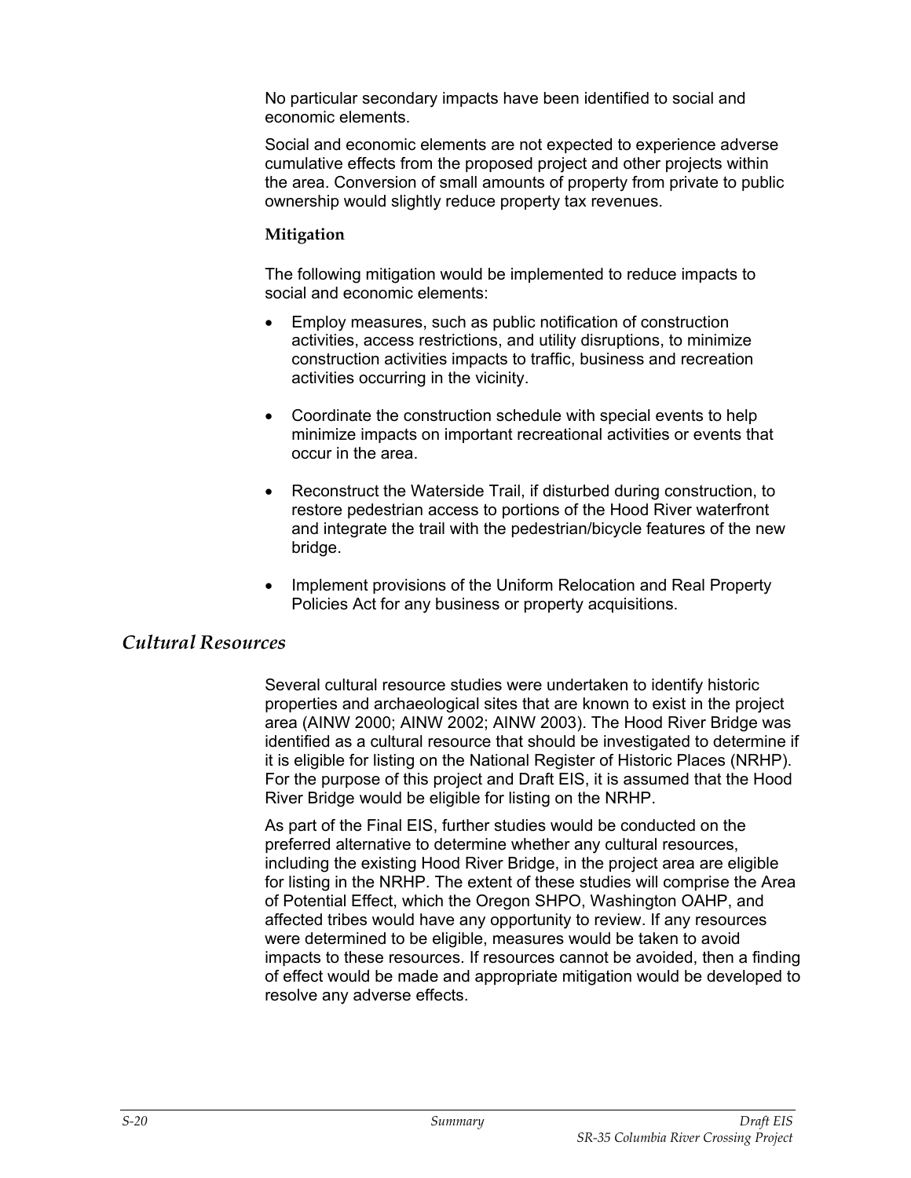No particular secondary impacts have been identified to social and economic elements.

Social and economic elements are not expected to experience adverse cumulative effects from the proposed project and other projects within the area. Conversion of small amounts of property from private to public ownership would slightly reduce property tax revenues.

#### Mitigation

The following mitigation would be implemented to reduce impacts to social and economic elements:

- Employ measures, such as public notification of construction activities, access restrictions, and utility disruptions, to minimize construction activities impacts to traffic, business and recreation activities occurring in the vicinity.
- Coordinate the construction schedule with special events to help minimize impacts on important recreational activities or events that occur in the area.
- Reconstruct the Waterside Trail, if disturbed during construction, to restore pedestrian access to portions of the Hood River waterfront and integrate the trail with the pedestrian/bicycle features of the new bridge.
- Implement provisions of the Uniform Relocation and Real Property Policies Act for any business or property acquisitions.

## *Cultural Resources*

Several cultural resource studies were undertaken to identify historic properties and archaeological sites that are known to exist in the project area (AINW 2000; AINW 2002; AINW 2003). The Hood River Bridge was identified as a cultural resource that should be investigated to determine if it is eligible for listing on the National Register of Historic Places (NRHP). For the purpose of this project and Draft EIS, it is assumed that the Hood River Bridge would be eligible for listing on the NRHP.

As part of the Final EIS, further studies would be conducted on the preferred alternative to determine whether any cultural resources, including the existing Hood River Bridge, in the project area are eligible for listing in the NRHP. The extent of these studies will comprise the Area of Potential Effect, which the Oregon SHPO, Washington OAHP, and affected tribes would have any opportunity to review. If any resources were determined to be eligible, measures would be taken to avoid impacts to these resources. If resources cannot be avoided, then a finding of effect would be made and appropriate mitigation would be developed to resolve any adverse effects.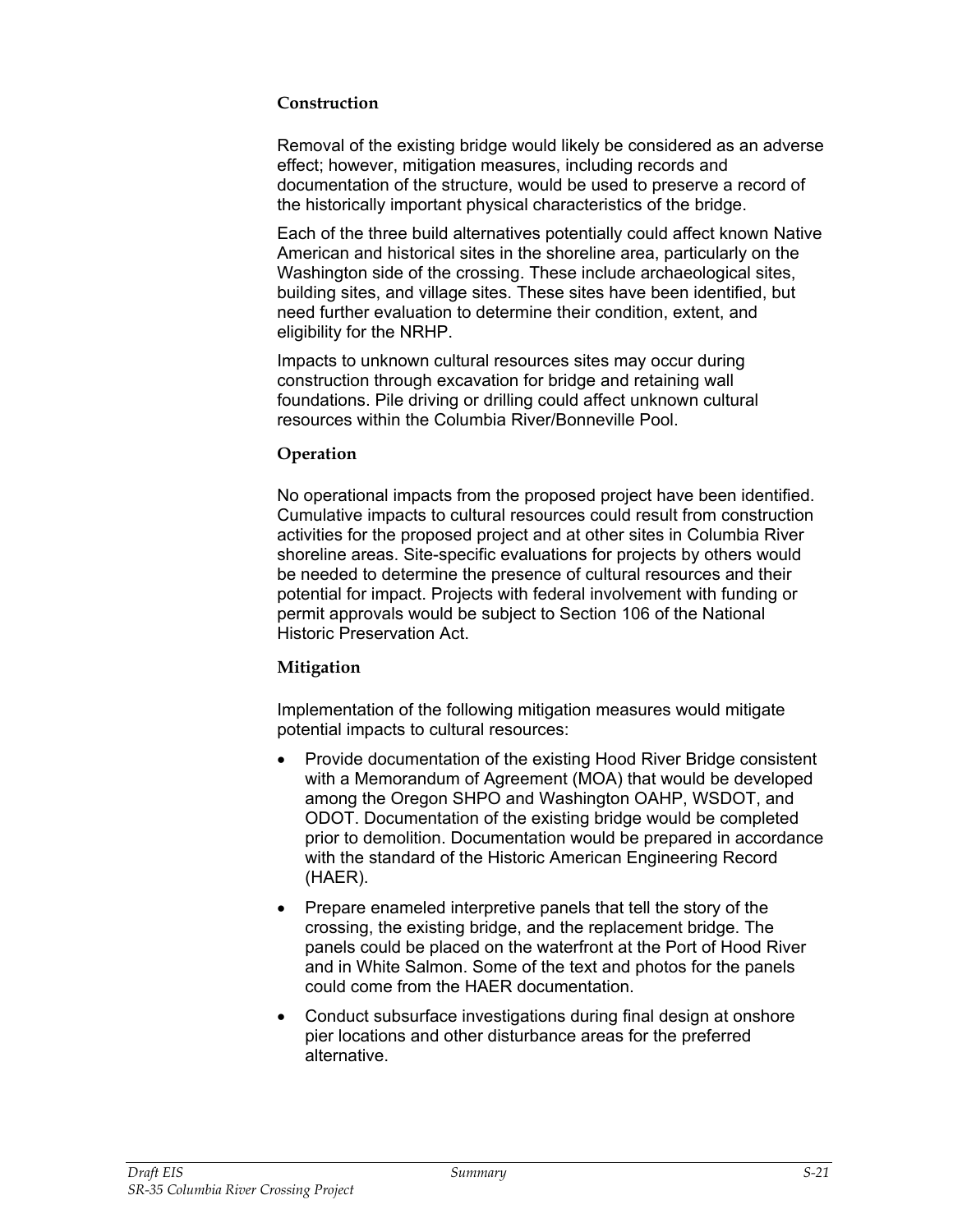### Construction

Removal of the existing bridge would likely be considered as an adverse effect; however, mitigation measures, including records and documentation of the structure, would be used to preserve a record of the historically important physical characteristics of the bridge.

Each of the three build alternatives potentially could affect known Native American and historical sites in the shoreline area, particularly on the Washington side of the crossing. These include archaeological sites, building sites, and village sites. These sites have been identified, but need further evaluation to determine their condition, extent, and eligibility for the NRHP.

Impacts to unknown cultural resources sites may occur during construction through excavation for bridge and retaining wall foundations. Pile driving or drilling could affect unknown cultural resources within the Columbia River/Bonneville Pool.

### Operation

No operational impacts from the proposed project have been identified. Cumulative impacts to cultural resources could result from construction activities for the proposed project and at other sites in Columbia River shoreline areas. Site-specific evaluations for projects by others would be needed to determine the presence of cultural resources and their potential for impact. Projects with federal involvement with funding or permit approvals would be subject to Section 106 of the National Historic Preservation Act.

### Mitigation

Implementation of the following mitigation measures would mitigate potential impacts to cultural resources:

- Provide documentation of the existing Hood River Bridge consistent with a Memorandum of Agreement (MOA) that would be developed among the Oregon SHPO and Washington OAHP, WSDOT, and ODOT. Documentation of the existing bridge would be completed prior to demolition. Documentation would be prepared in accordance with the standard of the Historic American Engineering Record (HAER).
- Prepare enameled interpretive panels that tell the story of the crossing, the existing bridge, and the replacement bridge. The panels could be placed on the waterfront at the Port of Hood River and in White Salmon. Some of the text and photos for the panels could come from the HAER documentation.
- Conduct subsurface investigations during final design at onshore pier locations and other disturbance areas for the preferred alternative.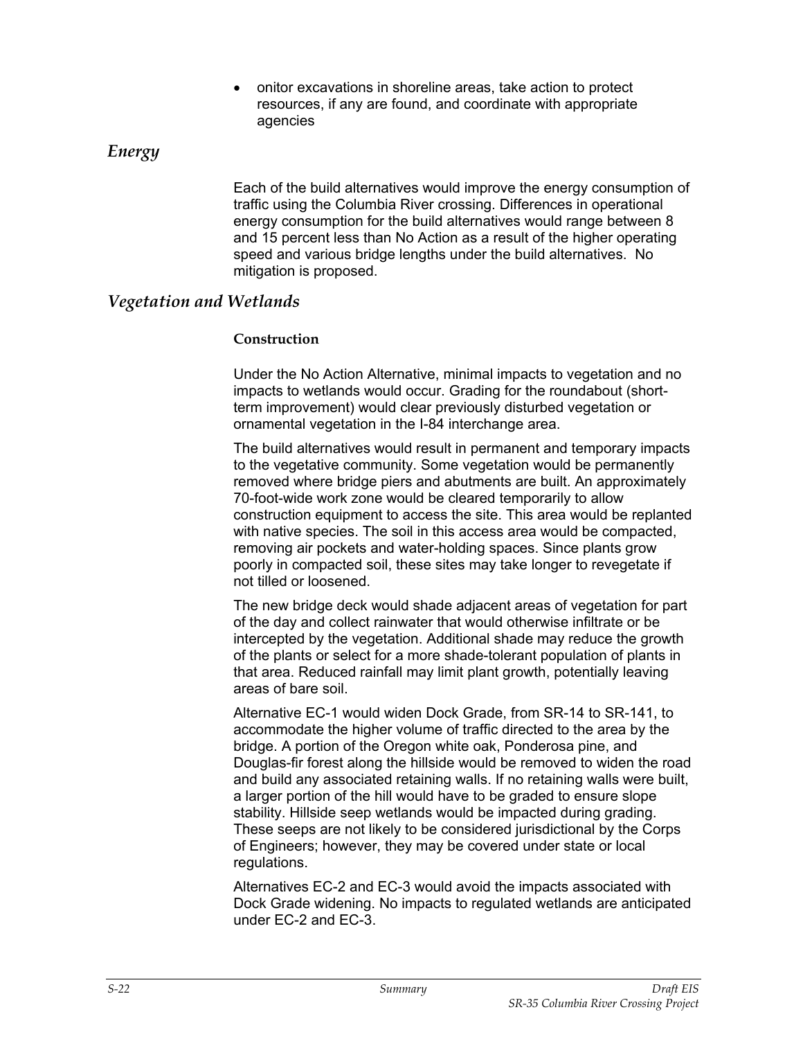- onitor excavations in shoreline areas, take action to protect resources, if any are found, and coordinate with appropriate agencies

## *Energy*

Each of the build alternatives would improve the energy consumption of traffic using the Columbia River crossing. Differences in operational energy consumption for the build alternatives would range between 8 and 15 percent less than No Action as a result of the higher operating speed and various bridge lengths under the build alternatives. No mitigation is proposed.

## *Vegetation and Wetlands*

### Construction

Under the No Action Alternative, minimal impacts to vegetation and no impacts to wetlands would occur. Grading for the roundabout (short-term improvement) would clear previously disturbed vegetation or ornamental vegetation in the I-84 interchange area.

The build alternatives would result in permanent and temporary impacts to the vegetative community. Some vegetation would be permanently removed where bridge piers and abutments are built. An approximately 70-foot-wide work zone would be cleared temporarily to allow construction equipment to access the site. This area would be replanted with native species. The soil in this access area would be compacted, removing air pockets and water-holding spaces. Since plants grow poorly in compacted soil, these sites may take longer to revegetate if not tilled or loosened.

The new bridge deck would shade adjacent areas of vegetation for part of the day and collect rainwater that would otherwise infiltrate or be intercepted by the vegetation. Additional shade may reduce the growth of the plants or select for a more shade-tolerant population of plants in that area. Reduced rainfall may limit plant growth, potentially leaving areas of bare soil.

Alternative EC-1 would widen Dock Grade, from SR-14 to SR-141, to accommodate the higher volume of traffic directed to the area by the bridge. A portion of the Oregon white oak, Ponderosa pine, and Douglas-fir forest along the hillside would be removed to widen the road and build any associated retaining walls. If no retaining walls were built, a larger portion of the hill would have to be graded to ensure slope stability. Hillside seep wetlands would be impacted during grading. These seeps are not likely to be considered jurisdictional by the Corps of Engineers; however, they may be covered under state or local regulations.

Alternatives EC-2 and EC-3 would avoid the impacts associated with Dock Grade widening. No impacts to regulated wetlands are anticipated under EC-2 and EC-3.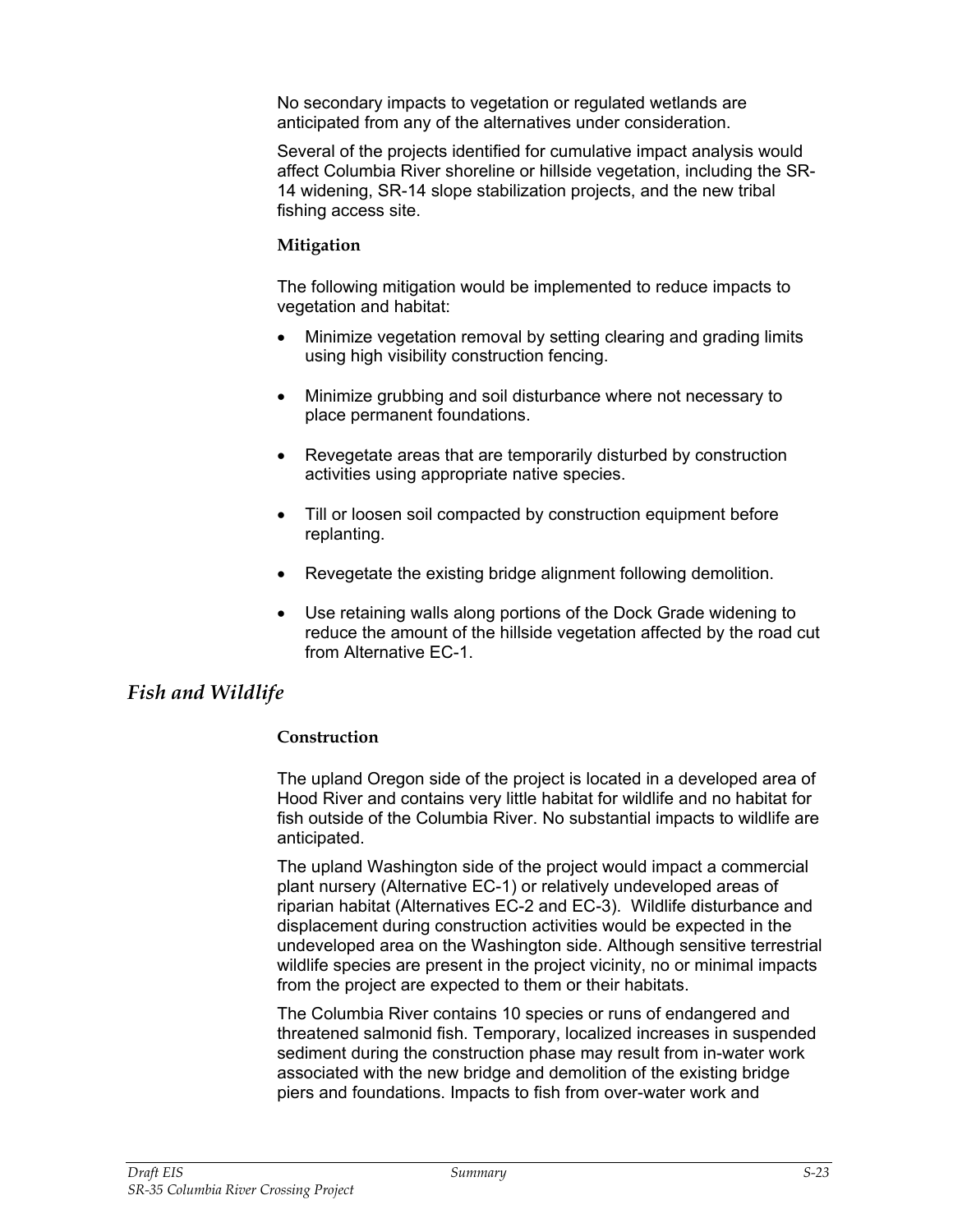No secondary impacts to vegetation or regulated wetlands are anticipated from any of the alternatives under consideration.

Several of the projects identified for cumulative impact analysis would affect Columbia River shoreline or hillside vegetation, including the SR-14 widening, SR-14 slope stabilization projects, and the new tribal fishing access site.

#### Mitigation

The following mitigation would be implemented to reduce impacts to vegetation and habitat:

- Minimize vegetation removal by setting clearing and grading limits using high visibility construction fencing.
- Minimize grubbing and soil disturbance where not necessary to place permanent foundations.
- Revegetate areas that are temporarily disturbed by construction activities using appropriate native species.
- Till or loosen soil compacted by construction equipment before replanting.
- Revegetate the existing bridge alignment following demolition.
- Use retaining walls along portions of the Dock Grade widening to reduce the amount of the hillside vegetation affected by the road cut from Alternative EC-1.

### *Fish and Wildlife*

#### Construction

The upland Oregon side of the project is located in a developed area of Hood River and contains very little habitat for wildlife and no habitat for fish outside of the Columbia River. No substantial impacts to wildlife are anticipated.

The upland Washington side of the project would impact a commercial plant nursery (Alternative EC-1) or relatively undeveloped areas of riparian habitat (Alternatives EC-2 and EC-3). Wildlife disturbance and displacement during construction activities would be expected in the undeveloped area on the Washington side. Although sensitive terrestrial wildlife species are present in the project vicinity, no or minimal impacts from the project are expected to them or their habitats.

The Columbia River contains 10 species or runs of endangered and threatened salmonid fish. Temporary, localized increases in suspended sediment during the construction phase may result from in-water work associated with the new bridge and demolition of the existing bridge piers and foundations. Impacts to fish from over-water work and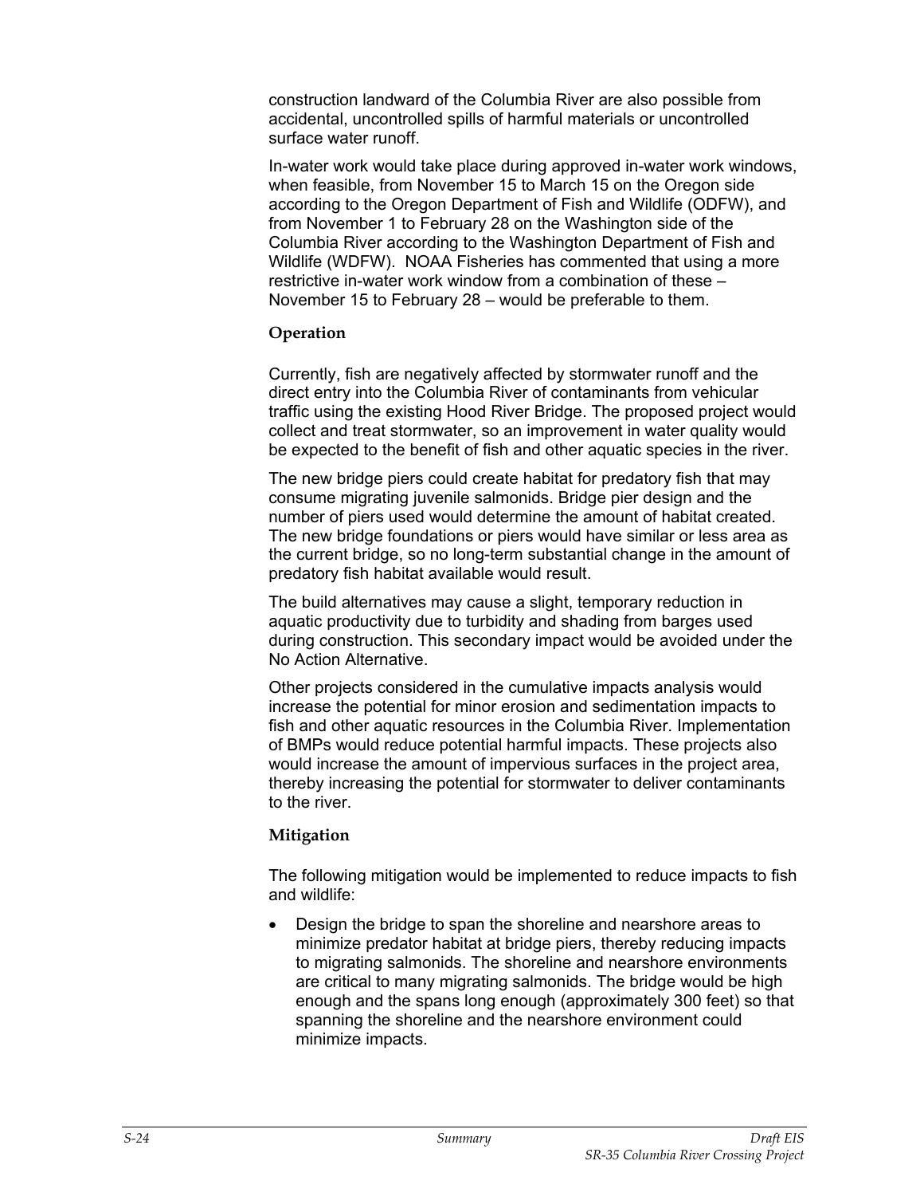construction landward of the Columbia River are also possible from accidental, uncontrolled spills of harmful materials or uncontrolled surface water runoff.

In-water work would take place during approved in-water work windows, when feasible, from November 15 to March 15 on the Oregon side according to the Oregon Department of Fish and Wildlife (ODFW), and from November 1 to February 28 on the Washington side of the Columbia River according to the Washington Department of Fish and Wildlife (WDFW). NOAA Fisheries has commented that using a more restrictive in-water work window from a combination of these – November 15 to February 28 – would be preferable to them.

### Operation

Currently, fish are negatively affected by stormwater runoff and the direct entry into the Columbia River of contaminants from vehicular traffic using the existing Hood River Bridge. The proposed project would collect and treat stormwater, so an improvement in water quality would be expected to the benefit of fish and other aquatic species in the river.

The new bridge piers could create habitat for predatory fish that may consume migrating juvenile salmonids. Bridge pier design and the number of piers used would determine the amount of habitat created. The new bridge foundations or piers would have similar or less area as the current bridge, so no long-term substantial change in the amount of predatory fish habitat available would result.

The build alternatives may cause a slight, temporary reduction in aquatic productivity due to turbidity and shading from barges used during construction. This secondary impact would be avoided under the No Action Alternative.

Other projects considered in the cumulative impacts analysis would increase the potential for minor erosion and sedimentation impacts to fish and other aquatic resources in the Columbia River. Implementation of BMPs would reduce potential harmful impacts. These projects also would increase the amount of impervious surfaces in the project area, thereby increasing the potential for stormwater to deliver contaminants to the river.

### Mitigation

The following mitigation would be implemented to reduce impacts to fish and wildlife:

- Design the bridge to span the shoreline and nearshore areas to minimize predator habitat at bridge piers, thereby reducing impacts to migrating salmonids. The shoreline and nearshore environments are critical to many migrating salmonids. The bridge would be high enough and the spans long enough (approximately 300 feet) so that spanning the shoreline and the nearshore environment could minimize impacts.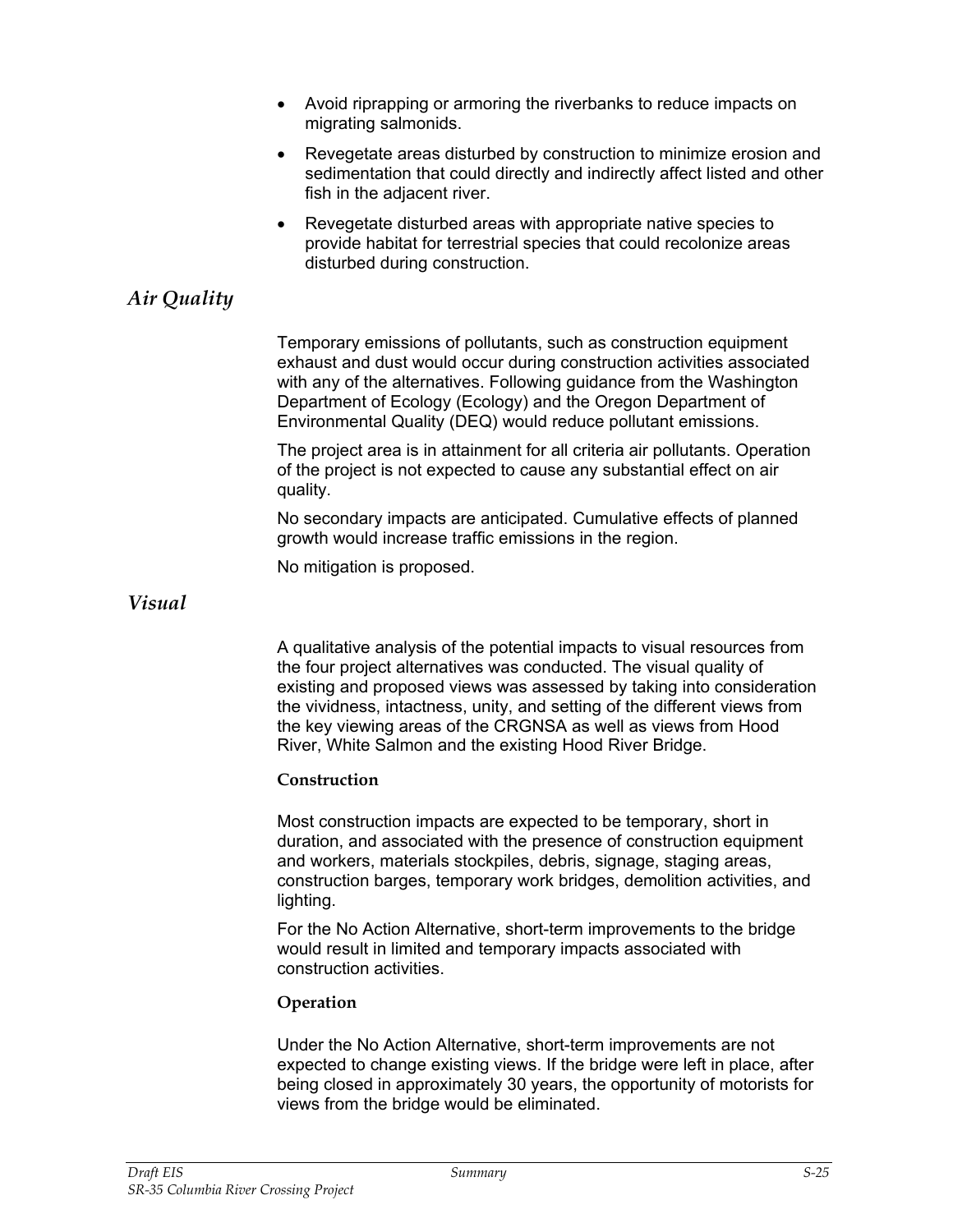- Avoid riprapping or armoring the riverbanks to reduce impacts on migrating salmonids.
- Revegetate areas disturbed by construction to minimize erosion and sedimentation that could directly and indirectly affect listed and other fish in the adjacent river.
- Revegetate disturbed areas with appropriate native species to provide habitat for terrestrial species that could recolonize areas disturbed during construction.

## *Air Quality*

Temporary emissions of pollutants, such as construction equipment exhaust and dust would occur during construction activities associated with any of the alternatives. Following guidance from the Washington Department of Ecology (Ecology) and the Oregon Department of Environmental Quality (DEQ) would reduce pollutant emissions.

The project area is in attainment for all criteria air pollutants. Operation of the project is not expected to cause any substantial effect on air quality.

No secondary impacts are anticipated. Cumulative effects of planned growth would increase traffic emissions in the region.

No mitigation is proposed.

## *Visual*

A qualitative analysis of the potential impacts to visual resources from the four project alternatives was conducted. The visual quality of existing and proposed views was assessed by taking into consideration the vividness, intactness, unity, and setting of the different views from the key viewing areas of the CRGNSA as well as views from Hood River, White Salmon and the existing Hood River Bridge.

### Construction

Most construction impacts are expected to be temporary, short in duration, and associated with the presence of construction equipment and workers, materials stockpiles, debris, signage, staging areas, construction barges, temporary work bridges, demolition activities, and lighting.

For the No Action Alternative, short-term improvements to the bridge would result in limited and temporary impacts associated with construction activities.

### Operation

Under the No Action Alternative, short-term improvements are not expected to change existing views. If the bridge were left in place, after being closed in approximately 30 years, the opportunity of motorists for views from the bridge would be eliminated.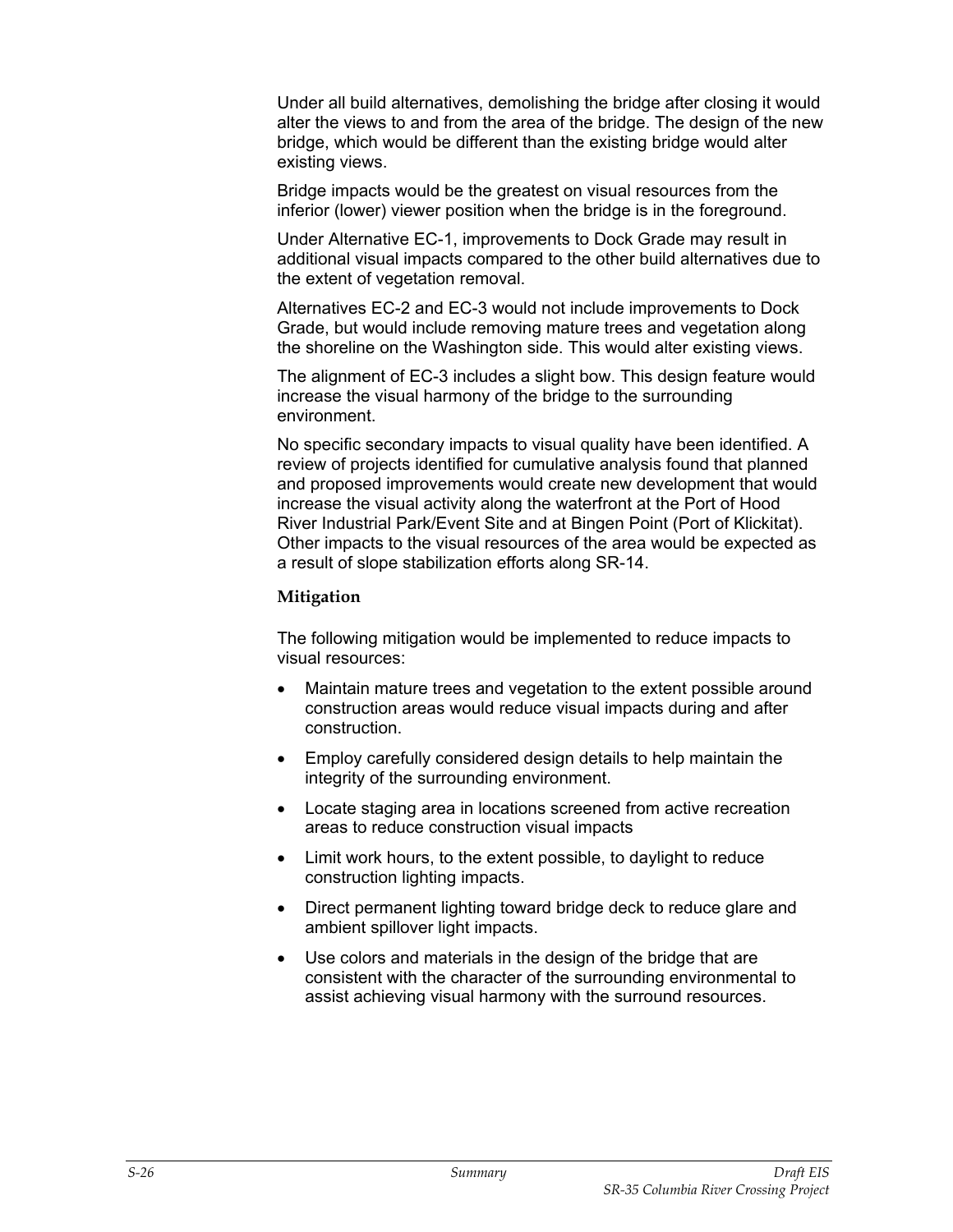Under all build alternatives, demolishing the bridge after closing it would alter the views to and from the area of the bridge. The design of the new bridge, which would be different than the existing bridge would alter existing views.

Bridge impacts would be the greatest on visual resources from the inferior (lower) viewer position when the bridge is in the foreground.

Under Alternative EC-1, improvements to Dock Grade may result in additional visual impacts compared to the other build alternatives due to the extent of vegetation removal.

Alternatives EC-2 and EC-3 would not include improvements to Dock Grade, but would include removing mature trees and vegetation along the shoreline on the Washington side. This would alter existing views.

The alignment of EC-3 includes a slight bow. This design feature would increase the visual harmony of the bridge to the surrounding environment.

No specific secondary impacts to visual quality have been identified. A review of projects identified for cumulative analysis found that planned and proposed improvements would create new development that would increase the visual activity along the waterfront at the Port of Hood River Industrial Park/Event Site and at Bingen Point (Port of Klickitat). Other impacts to the visual resources of the area would be expected as a result of slope stabilization efforts along SR-14.

### Mitigation

The following mitigation would be implemented to reduce impacts to visual resources:

- Maintain mature trees and vegetation to the extent possible around construction areas would reduce visual impacts during and after construction.
- Employ carefully considered design details to help maintain the integrity of the surrounding environment.
- Locate staging area in locations screened from active recreation areas to reduce construction visual impacts
- Limit work hours, to the extent possible, to daylight to reduce construction lighting impacts.
- Direct permanent lighting toward bridge deck to reduce glare and ambient spillover light impacts.
- Use colors and materials in the design of the bridge that are consistent with the character of the surrounding environmental to assist achieving visual harmony with the surround resources.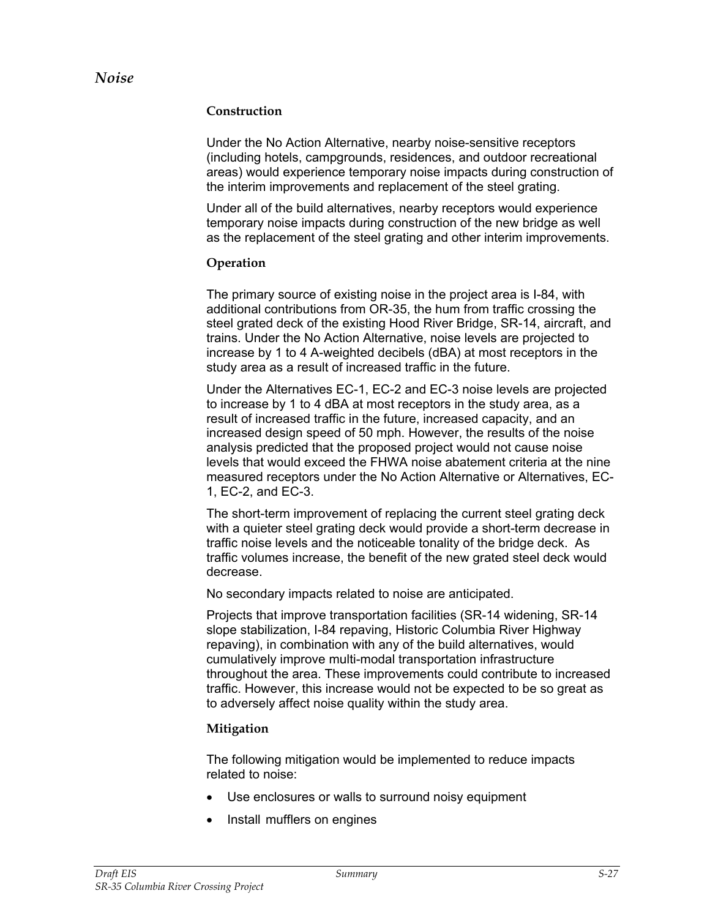## *Noise*

### Construction

Under the No Action Alternative, nearby noise-sensitive receptors (including hotels, campgrounds, residences, and outdoor recreational areas) would experience temporary noise impacts during construction of the interim improvements and replacement of the steel grating.

Under all of the build alternatives, nearby receptors would experience temporary noise impacts during construction of the new bridge as well as the replacement of the steel grating and other interim improvements.

### Operation

The primary source of existing noise in the project area is I-84, with additional contributions from OR-35, the hum from traffic crossing the steel grated deck of the existing Hood River Bridge, SR-14, aircraft, and trains. Under the No Action Alternative, noise levels are projected to increase by 1 to 4 A-weighted decibels (dBA) at most receptors in the study area as a result of increased traffic in the future.

Under the Alternatives EC-1, EC-2 and EC-3 noise levels are projected to increase by 1 to 4 dBA at most receptors in the study area, as a result of increased traffic in the future, increased capacity, and an increased design speed of 50 mph. However, the results of the noise analysis predicted that the proposed project would not cause noise levels that would exceed the FHWA noise abatement criteria at the nine measured receptors under the No Action Alternative or Alternatives, EC-1, EC-2, and EC-3.

The short-term improvement of replacing the current steel grating deck with a quieter steel grating deck would provide a short-term decrease in traffic noise levels and the noticeable tonality of the bridge deck. As traffic volumes increase, the benefit of the new grated steel deck would decrease.

No secondary impacts related to noise are anticipated.

Projects that improve transportation facilities (SR-14 widening, SR-14 slope stabilization, I-84 repaving, Historic Columbia River Highway repaving), in combination with any of the build alternatives, would cumulatively improve multi-modal transportation infrastructure throughout the area. These improvements could contribute to increased traffic. However, this increase would not be expected to be so great as to adversely affect noise quality within the study area.

### Mitigation

The following mitigation would be implemented to reduce impacts related to noise:

- Use enclosures or walls to surround noisy equipment
- Install mufflers on engines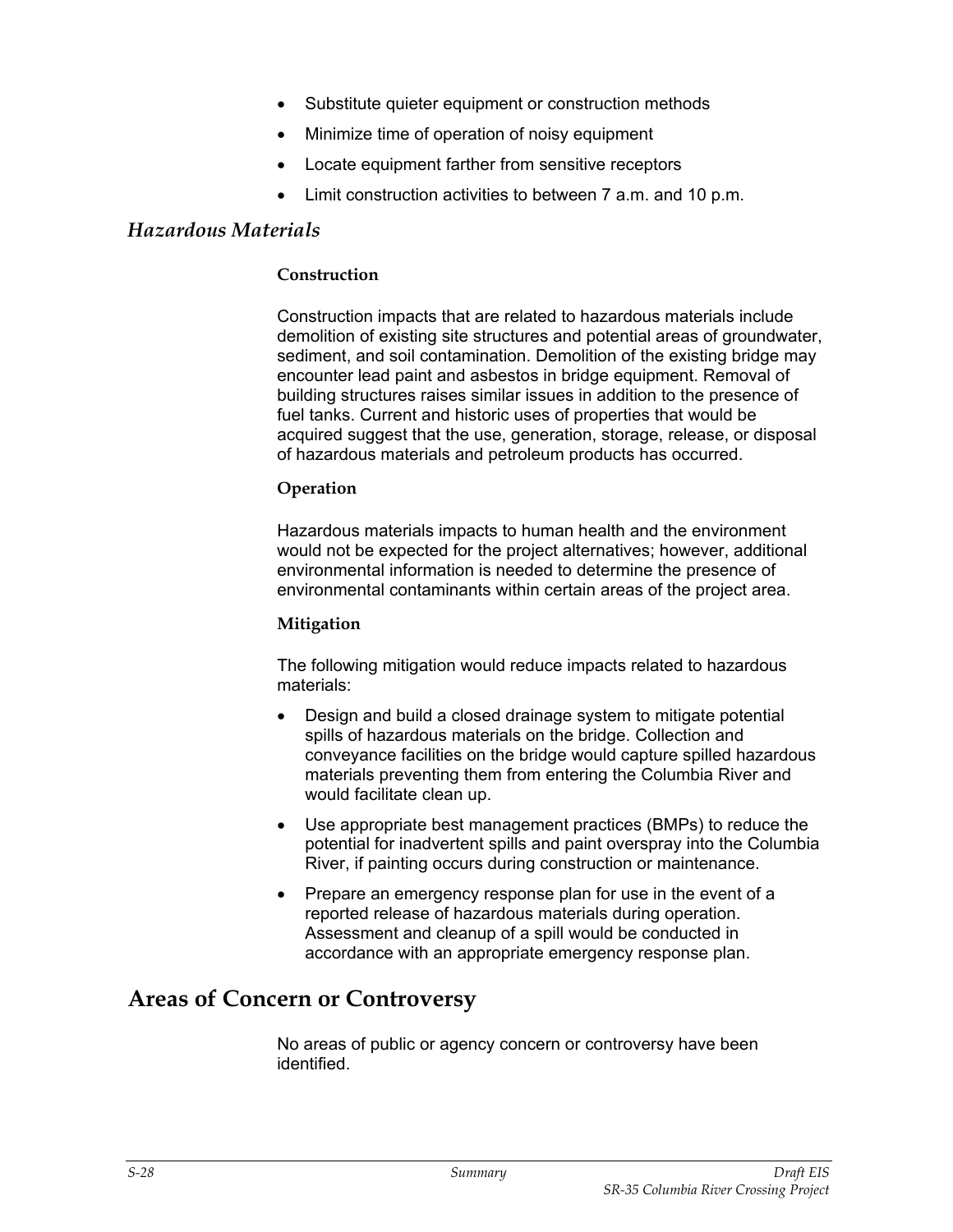- Substitute quieter equipment or construction methods
- Minimize time of operation of noisy equipment
- Locate equipment farther from sensitive receptors
- Limit construction activities to between 7 a.m. and 10 p.m.

### *Hazardous Materials*

#### Construction

Construction impacts that are related to hazardous materials include demolition of existing site structures and potential areas of groundwater, sediment, and soil contamination. Demolition of the existing bridge may encounter lead paint and asbestos in bridge equipment. Removal of building structures raises similar issues in addition to the presence of fuel tanks. Current and historic uses of properties that would be acquired suggest that the use, generation, storage, release, or disposal of hazardous materials and petroleum products has occurred.

#### Operation

Hazardous materials impacts to human health and the environment would not be expected for the project alternatives; however, additional environmental information is needed to determine the presence of environmental contaminants within certain areas of the project area.

#### Mitigation

The following mitigation would reduce impacts related to hazardous materials:

- Design and build a closed drainage system to mitigate potential spills of hazardous materials on the bridge. Collection and conveyance facilities on the bridge would capture spilled hazardous materials preventing them from entering the Columbia River and would facilitate clean up.
- Use appropriate best management practices (BMPs) to reduce the potential for inadvertent spills and paint overspray into the Columbia River, if painting occurs during construction or maintenance.
- Prepare an emergency response plan for use in the event of a reported release of hazardous materials during operation. Assessment and cleanup of a spill would be conducted in accordance with an appropriate emergency response plan.

## Areas of Concern or Controversy

No areas of public or agency concern or controversy have been identified.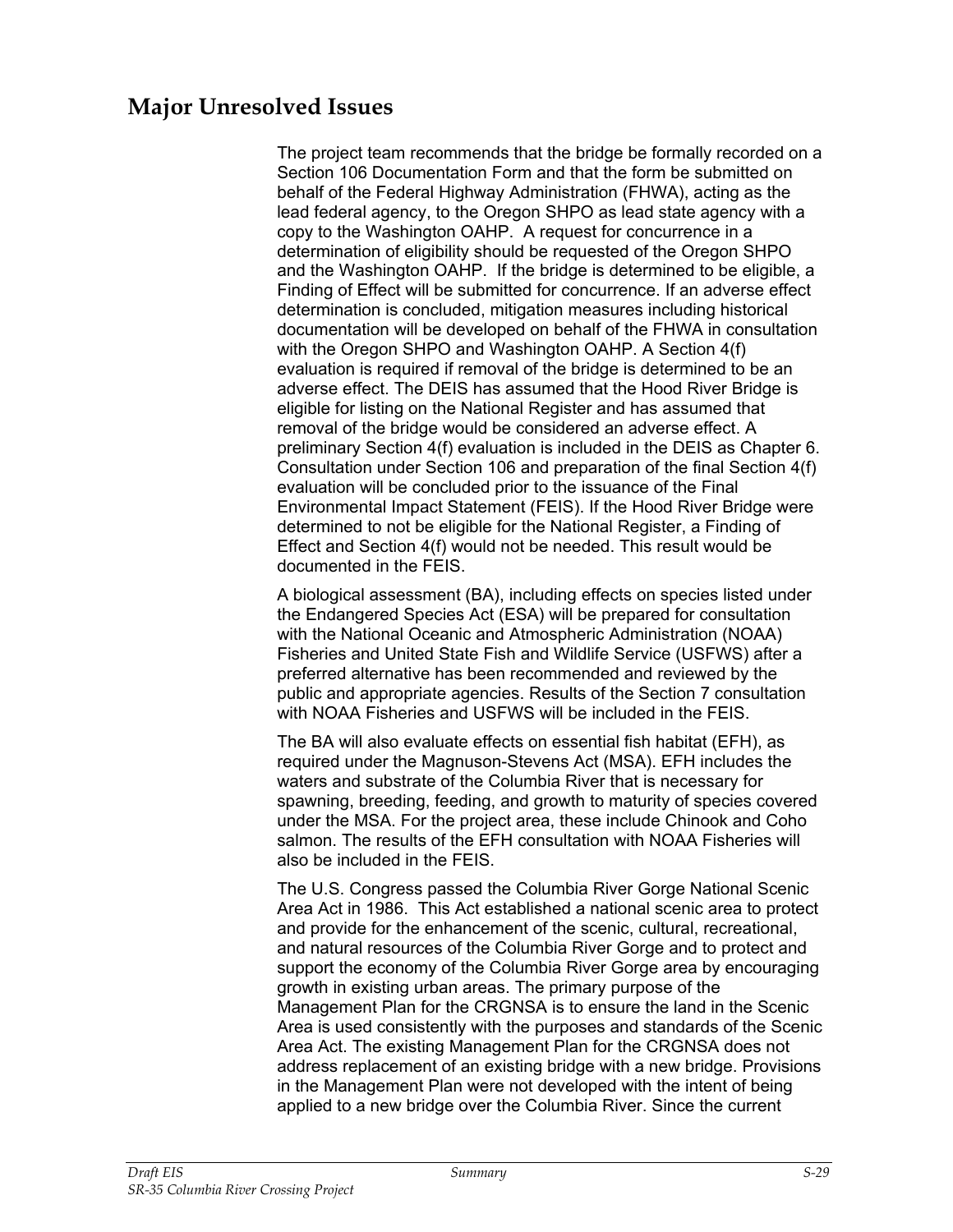## Major Unresolved Issues

The project team recommends that the bridge be formally recorded on a Section 106 Documentation Form and that the form be submitted on behalf of the Federal Highway Administration (FHWA), acting as the lead federal agency, to the Oregon SHPO as lead state agency with a copy to the Washington OAHP. A request for concurrence in a determination of eligibility should be requested of the Oregon SHPO and the Washington OAHP. If the bridge is determined to be eligible, a Finding of Effect will be submitted for concurrence. If an adverse effect determination is concluded, mitigation measures including historical documentation will be developed on behalf of the FHWA in consultation with the Oregon SHPO and Washington OAHP. A Section 4(f) evaluation is required if removal of the bridge is determined to be an adverse effect. The DEIS has assumed that the Hood River Bridge is eligible for listing on the National Register and has assumed that removal of the bridge would be considered an adverse effect. A preliminary Section 4(f) evaluation is included in the DEIS as Chapter 6. Consultation under Section 106 and preparation of the final Section 4(f) evaluation will be concluded prior to the issuance of the Final Environmental Impact Statement (FEIS). If the Hood River Bridge were determined to not be eligible for the National Register, a Finding of Effect and Section 4(f) would not be needed. This result would be documented in the FEIS.

A biological assessment (BA), including effects on species listed under the Endangered Species Act (ESA) will be prepared for consultation with the National Oceanic and Atmospheric Administration (NOAA) Fisheries and United State Fish and Wildlife Service (USFWS) after a preferred alternative has been recommended and reviewed by the public and appropriate agencies. Results of the Section 7 consultation with NOAA Fisheries and USFWS will be included in the FEIS.

The BA will also evaluate effects on essential fish habitat (EFH), as required under the Magnuson-Stevens Act (MSA). EFH includes the waters and substrate of the Columbia River that is necessary for spawning, breeding, feeding, and growth to maturity of species covered under the MSA. For the project area, these include Chinook and Coho salmon. The results of the EFH consultation with NOAA Fisheries will also be included in the FEIS.

The U.S. Congress passed the Columbia River Gorge National Scenic Area Act in 1986. This Act established a national scenic area to protect and provide for the enhancement of the scenic, cultural, recreational, and natural resources of the Columbia River Gorge and to protect and support the economy of the Columbia River Gorge area by encouraging growth in existing urban areas. The primary purpose of the Management Plan for the CRGNSA is to ensure the land in the Scenic Area is used consistently with the purposes and standards of the Scenic Area Act. The existing Management Plan for the CRGNSA does not address replacement of an existing bridge with a new bridge. Provisions in the Management Plan were not developed with the intent of being applied to a new bridge over the Columbia River. Since the current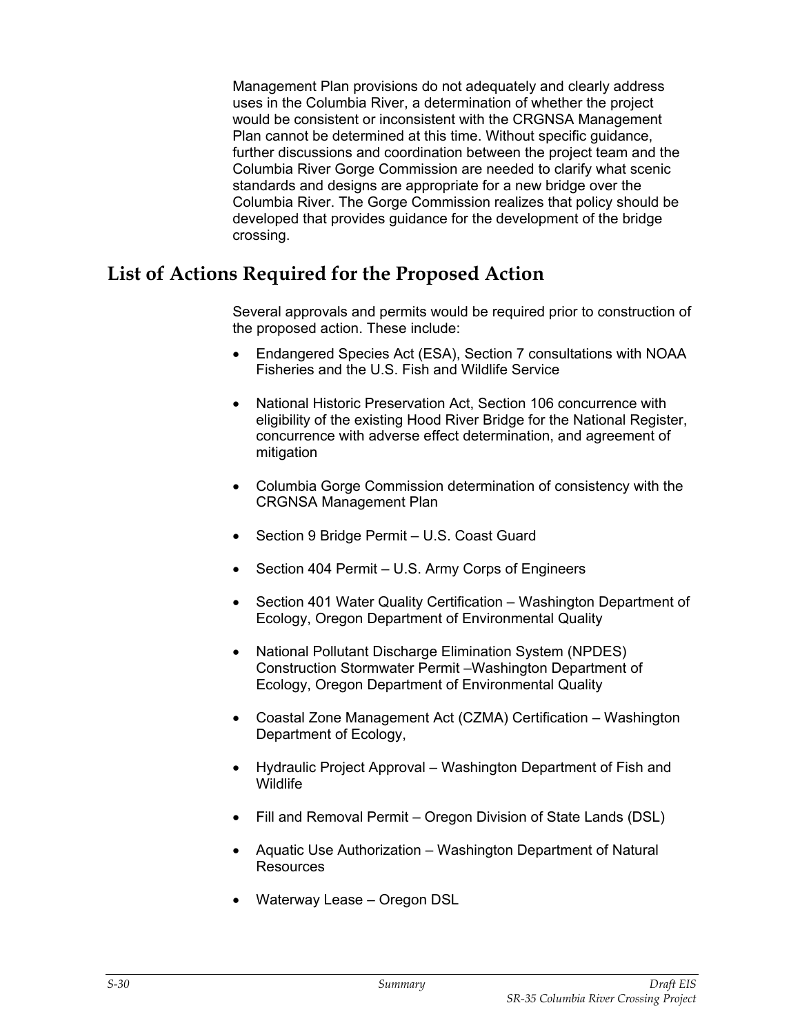Management Plan provisions do not adequately and clearly address uses in the Columbia River, a determination of whether the project would be consistent or inconsistent with the CRGNSA Management Plan cannot be determined at this time. Without specific guidance, further discussions and coordination between the project team and the Columbia River Gorge Commission are needed to clarify what scenic standards and designs are appropriate for a new bridge over the Columbia River. The Gorge Commission realizes that policy should be developed that provides guidance for the development of the bridge crossing.

## List of Actions Required for the Proposed Action

Several approvals and permits would be required prior to construction of the proposed action. These include:

- Endangered Species Act (ESA), Section 7 consultations with NOAA Fisheries and the U.S. Fish and Wildlife Service
- National Historic Preservation Act, Section 106 concurrence with eligibility of the existing Hood River Bridge for the National Register, concurrence with adverse effect determination, and agreement of mitigation
- Columbia Gorge Commission determination of consistency with the CRGNSA Management Plan
- Section 9 Bridge Permit – U.S. Coast Guard
- Section 404 Permit – U.S. Army Corps of Engineers
- Section 401 Water Quality Certification – Washington Department of Ecology, Oregon Department of Environmental Quality
- National Pollutant Discharge Elimination System (NPDES) Construction Stormwater Permit –Washington Department of Ecology, Oregon Department of Environmental Quality
- Coastal Zone Management Act (CZMA) Certification – Washington Department of Ecology,
- Hydraulic Project Approval – Washington Department of Fish and Wildlife
- Fill and Removal Permit – Oregon Division of State Lands (DSL)
- Aquatic Use Authorization – Washington Department of Natural Resources
- Waterway Lease – Oregon DSL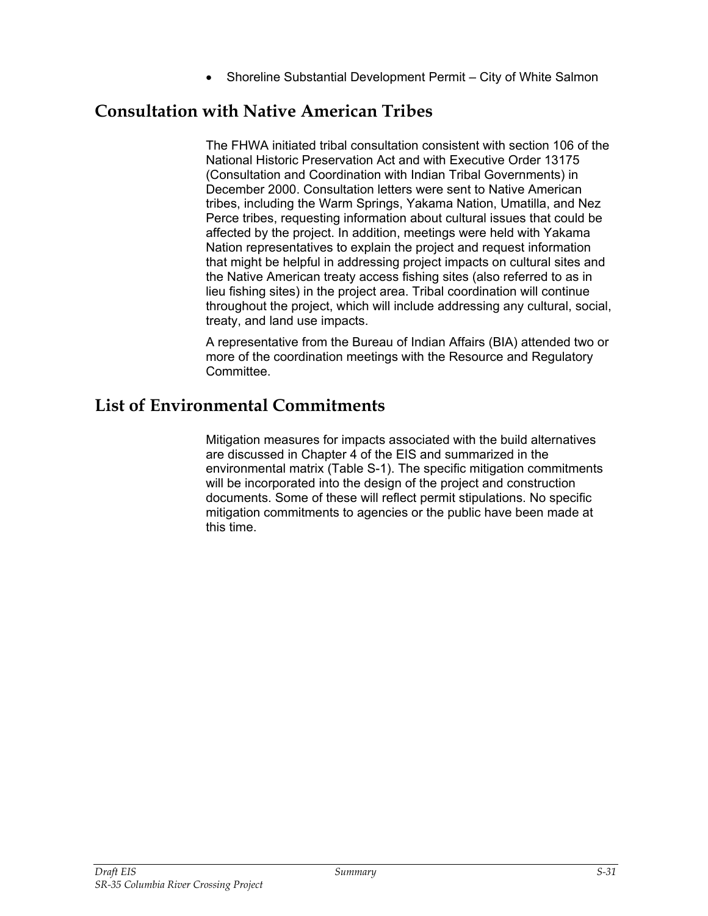- Shoreline Substantial Development Permit – City of White Salmon

## Consultation with Native American Tribes

The FHWA initiated tribal consultation consistent with section 106 of the National Historic Preservation Act and with Executive Order 13175 (Consultation and Coordination with Indian Tribal Governments) in December 2000. Consultation letters were sent to Native American tribes, including the Warm Springs, Yakama Nation, Umatilla, and Nez Perce tribes, requesting information about cultural issues that could be affected by the project. In addition, meetings were held with Yakama Nation representatives to explain the project and request information that might be helpful in addressing project impacts on cultural sites and the Native American treaty access fishing sites (also referred to as in lieu fishing sites) in the project area. Tribal coordination will continue throughout the project, which will include addressing any cultural, social, treaty, and land use impacts.

A representative from the Bureau of Indian Affairs (BIA) attended two or more of the coordination meetings with the Resource and Regulatory Committee.

## List of Environmental Commitments

Mitigation measures for impacts associated with the build alternatives are discussed in Chapter 4 of the EIS and summarized in the environmental matrix (Table S-1). The specific mitigation commitments will be incorporated into the design of the project and construction documents. Some of these will reflect permit stipulations. No specific mitigation commitments to agencies or the public have been made at this time.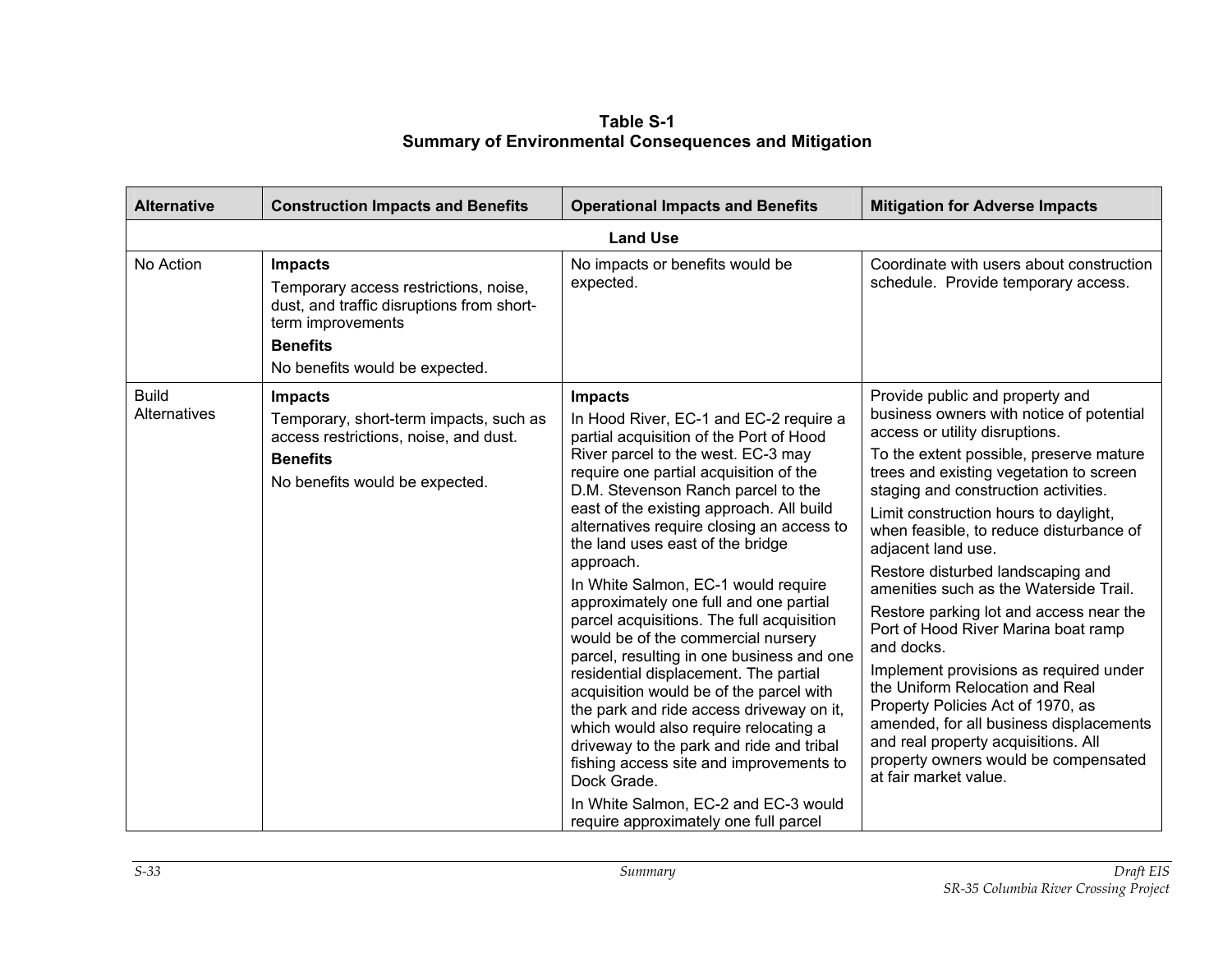**Table S-1**
**Summary of Environmental Consequences and Mitigation**

| Alternative | Construction Impacts and Benefits | Operational Impacts and Benefits | Mitigation for Adverse Impacts |
|---|---|---|---|
| **Land Use** | | | |
| No Action | **Impacts**<br>Temporary access restrictions, noise, dust, and traffic disruptions from short-term improvements<br>**Benefits**<br>No benefits would be expected. | No impacts or benefits would be expected. | Coordinate with users about construction schedule. Provide temporary access. |
| Build Alternatives | **Impacts**<br>Temporary, short-term impacts, such as access restrictions, noise, and dust.<br>**Benefits**<br>No benefits would be expected. | **Impacts**<br>In Hood River, EC-1 and EC-2 require a partial acquisition of the Port of Hood River parcel to the west. EC-3 may require one partial acquisition of the D.M. Stevenson Ranch parcel to the east of the existing approach. All build alternatives require closing an access to the land uses east of the bridge approach.<br>In White Salmon, EC-1 would require approximately one full and one partial parcel acquisitions. The full acquisition would be of the commercial nursery parcel, resulting in one business and one residential displacement. The partial acquisition would be of the parcel with the park and ride access driveway on it, which would also require relocating a driveway to the park and ride and tribal fishing access site and improvements to Dock Grade.<br>In White Salmon, EC-2 and EC-3 would require approximately one full parcel | Provide public and property and business owners with notice of potential access or utility disruptions.<br>To the extent possible, preserve mature trees and existing vegetation to screen staging and construction activities.<br>Limit construction hours to daylight, when feasible, to reduce disturbance of adjacent land use.<br>Restore disturbed landscaping and amenities such as the Waterside Trail.<br>Restore parking lot and access near the Port of Hood River Marina boat ramp and docks.<br>Implement provisions as required under the Uniform Relocation and Real Property Policies Act of 1970, as amended, for all business displacements and real property acquisitions. All property owners would be compensated at fair market value. |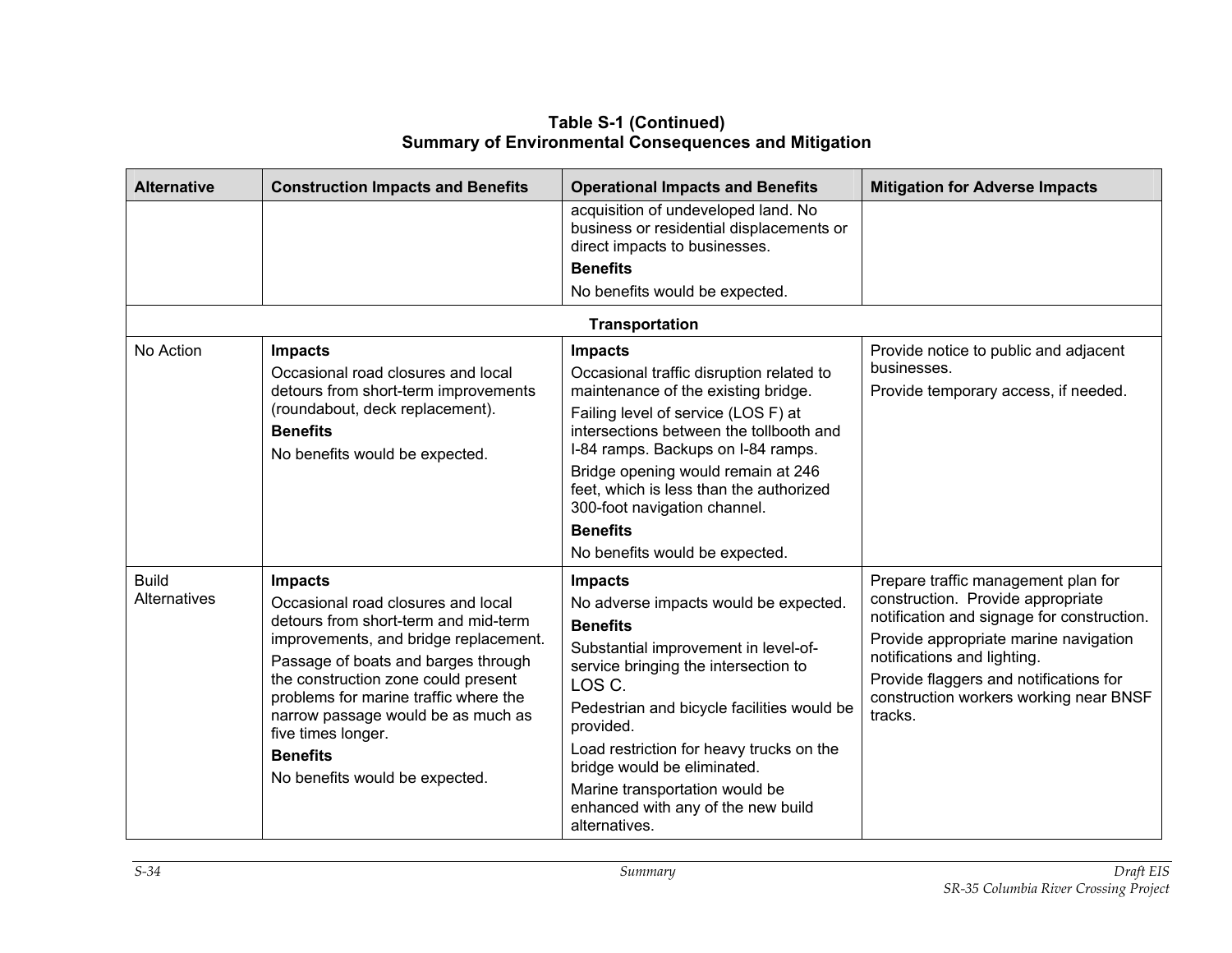**Table S-1 (Continued)**
**Summary of Environmental Consequences and Mitigation**

| Alternative | Construction Impacts and Benefits | Operational Impacts and Benefits | Mitigation for Adverse Impacts |
|---|---|---|---|
| | | acquisition of undeveloped land. No business or residential displacements or direct impacts to businesses.<br>**Benefits**<br>No benefits would be expected. | |
| | | **Transportation** | |
| No Action | **Impacts**<br>Occasional road closures and local detours from short-term improvements (roundabout, deck replacement).<br>**Benefits**<br>No benefits would be expected. | **Impacts**<br>Occasional traffic disruption related to maintenance of the existing bridge.<br>Failing level of service (LOS F) at intersections between the tollbooth and I-84 ramps. Backups on I-84 ramps.<br>Bridge opening would remain at 246 feet, which is less than the authorized 300-foot navigation channel.<br>**Benefits**<br>No benefits would be expected. | Provide notice to public and adjacent businesses.<br>Provide temporary access, if needed. |
| Build Alternatives | **Impacts**<br>Occasional road closures and local detours from short-term and mid-term improvements, and bridge replacement.<br>Passage of boats and barges through the construction zone could present problems for marine traffic where the narrow passage would be as much as five times longer.<br>**Benefits**<br>No benefits would be expected. | **Impacts**<br>No adverse impacts would be expected.<br>**Benefits**<br>Substantial improvement in level-of-service bringing the intersection to LOS C.<br>Pedestrian and bicycle facilities would be provided.<br>Load restriction for heavy trucks on the bridge would be eliminated.<br>Marine transportation would be enhanced with any of the new build alternatives. | Prepare traffic management plan for construction. Provide appropriate notification and signage for construction.<br>Provide appropriate marine navigation notifications and lighting.<br>Provide flaggers and notifications for construction workers working near BNSF tracks. |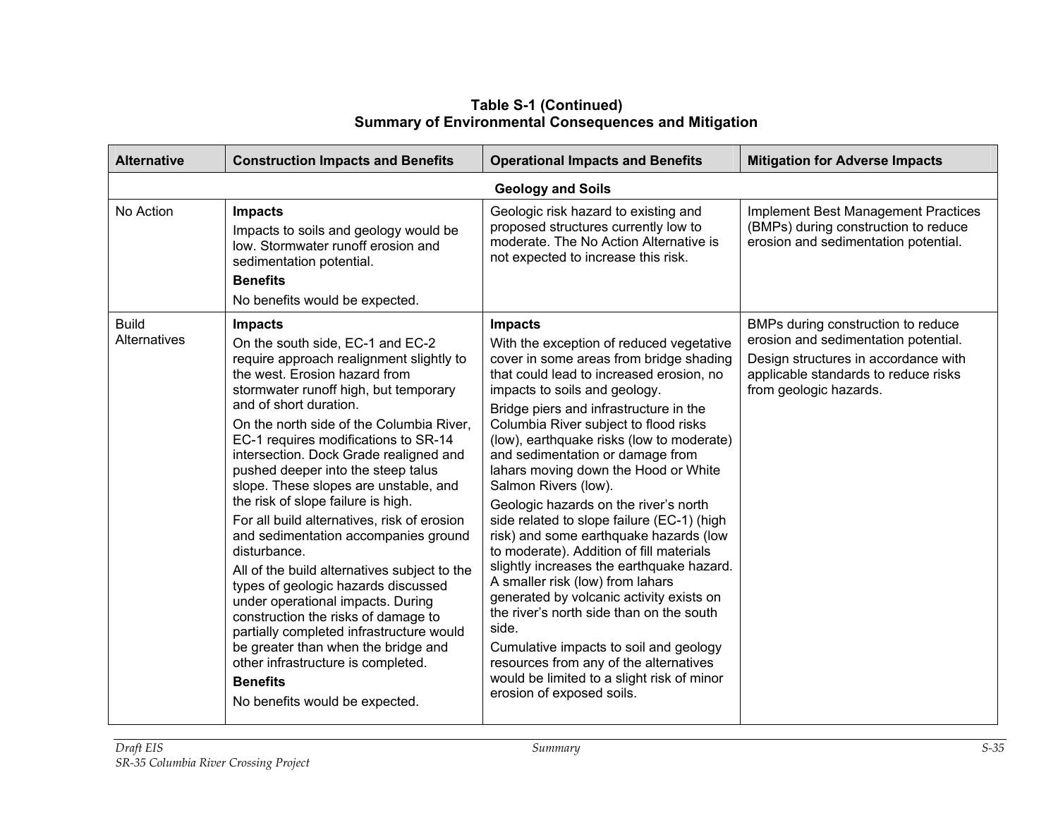**Table S-1 (Continued)**
**Summary of Environmental Consequences and Mitigation**

| Alternative | Construction Impacts and Benefits | Operational Impacts and Benefits | Mitigation for Adverse Impacts |
|---|---|---|---|
| | | **Geology and Soils** | |
| No Action | **Impacts**<br>Impacts to soils and geology would be low. Stormwater runoff erosion and sedimentation potential.<br>**Benefits**<br>No benefits would be expected. | Geologic risk hazard to existing and proposed structures currently low to moderate. The No Action Alternative is not expected to increase this risk. | Implement Best Management Practices (BMPs) during construction to reduce erosion and sedimentation potential. |
| Build Alternatives | **Impacts**<br>On the south side, EC-1 and EC-2 require approach realignment slightly to the west. Erosion hazard from stormwater runoff high, but temporary and of short duration.<br>On the north side of the Columbia River, EC-1 requires modifications to SR-14 intersection. Dock Grade realigned and pushed deeper into the steep talus slope. These slopes are unstable, and the risk of slope failure is high.<br>For all build alternatives, risk of erosion and sedimentation accompanies ground disturbance.<br>All of the build alternatives subject to the types of geologic hazards discussed under operational impacts. During construction the risks of damage to partially completed infrastructure would be greater than when the bridge and other infrastructure is completed.<br>**Benefits**<br>No benefits would be expected. | **Impacts**<br>With the exception of reduced vegetative cover in some areas from bridge shading that could lead to increased erosion, no impacts to soils and geology.<br>Bridge piers and infrastructure in the Columbia River subject to flood risks (low), earthquake risks (low to moderate) and sedimentation or damage from lahars moving down the Hood or White Salmon Rivers (low).<br>Geologic hazards on the river's north side related to slope failure (EC-1) (high risk) and some earthquake hazards (low to moderate). Addition of fill materials slightly increases the earthquake hazard. A smaller risk (low) from lahars generated by volcanic activity exists on the river's north side than on the south side.<br>Cumulative impacts to soil and geology resources from any of the alternatives would be limited to a slight risk of minor erosion of exposed soils. | BMPs during construction to reduce erosion and sedimentation potential.<br>Design structures in accordance with applicable standards to reduce risks from geologic hazards. |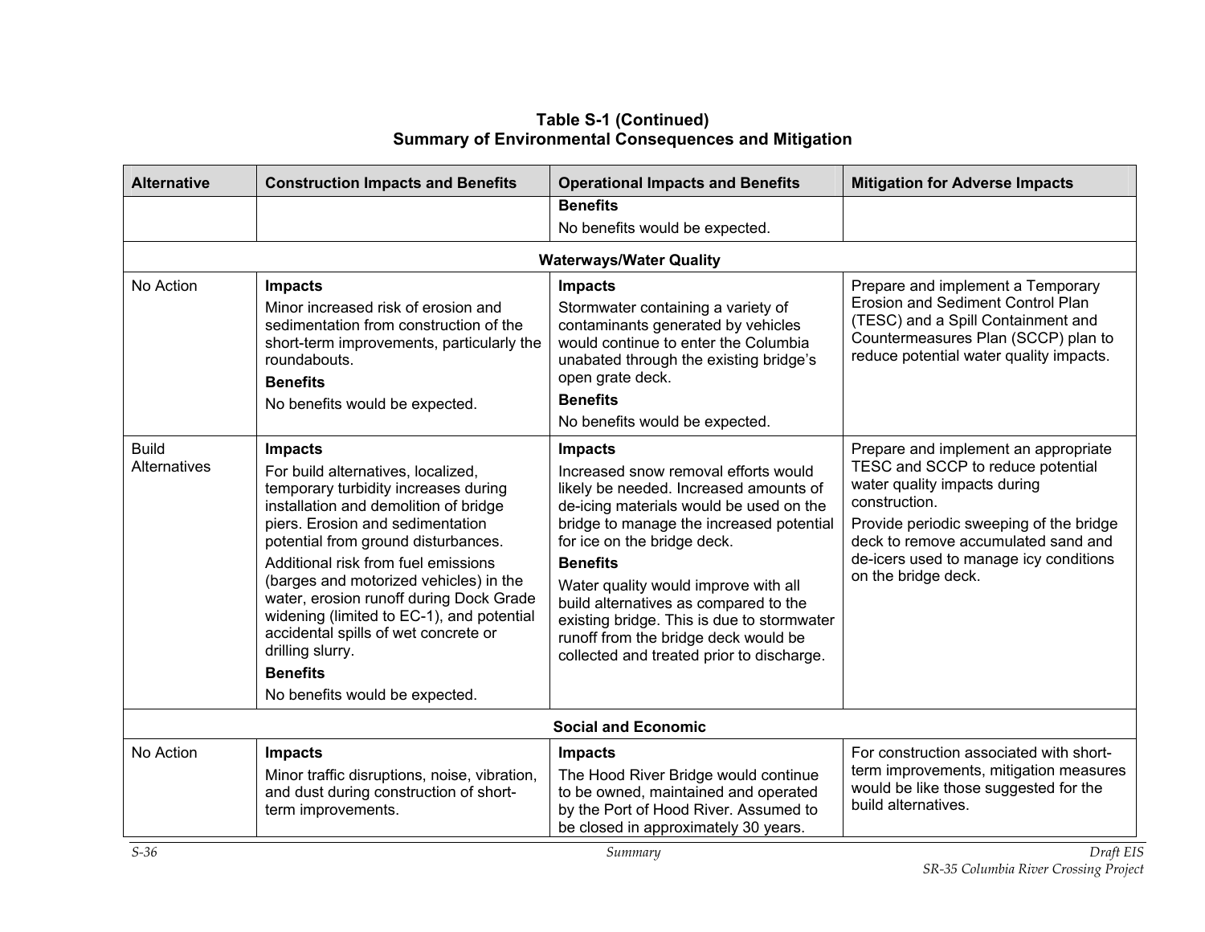**Table S-1 (Continued)**
**Summary of Environmental Consequences and Mitigation**

| Alternative | Construction Impacts and Benefits | Operational Impacts and Benefits | Mitigation for Adverse Impacts |
|---|---|---|---|
| | | **Benefits**<br>No benefits would be expected. | |
| | | **Waterways/Water Quality** | |
| No Action | **Impacts**<br>Minor increased risk of erosion and sedimentation from construction of the short-term improvements, particularly the roundabouts.<br>**Benefits**<br>No benefits would be expected. | **Impacts**<br>Stormwater containing a variety of contaminants generated by vehicles would continue to enter the Columbia unabated through the existing bridge's open grate deck.<br>**Benefits**<br>No benefits would be expected. | Prepare and implement a Temporary Erosion and Sediment Control Plan (TESC) and a Spill Containment and Countermeasures Plan (SCCP) plan to reduce potential water quality impacts. |
| Build Alternatives | **Impacts**<br>For build alternatives, localized, temporary turbidity increases during installation and demolition of bridge piers. Erosion and sedimentation potential from ground disturbances.<br>Additional risk from fuel emissions (barges and motorized vehicles) in the water, erosion runoff during Dock Grade widening (limited to EC-1), and potential accidental spills of wet concrete or drilling slurry.<br>**Benefits**<br>No benefits would be expected. | **Impacts**<br>Increased snow removal efforts would likely be needed. Increased amounts of de-icing materials would be used on the bridge to manage the increased potential for ice on the bridge deck.<br>**Benefits**<br>Water quality would improve with all build alternatives as compared to the existing bridge. This is due to stormwater runoff from the bridge deck would be collected and treated prior to discharge. | Prepare and implement an appropriate TESC and SCCP to reduce potential water quality impacts during construction.<br>Provide periodic sweeping of the bridge deck to remove accumulated sand and de-icers used to manage icy conditions on the bridge deck. |
| | | **Social and Economic** | |
| No Action | **Impacts**<br>Minor traffic disruptions, noise, vibration, and dust during construction of short-term improvements. | **Impacts**<br>The Hood River Bridge would continue to be owned, maintained and operated by the Port of Hood River. Assumed to be closed in approximately 30 years. | For construction associated with short-term improvements, mitigation measures would be like those suggested for the build alternatives. |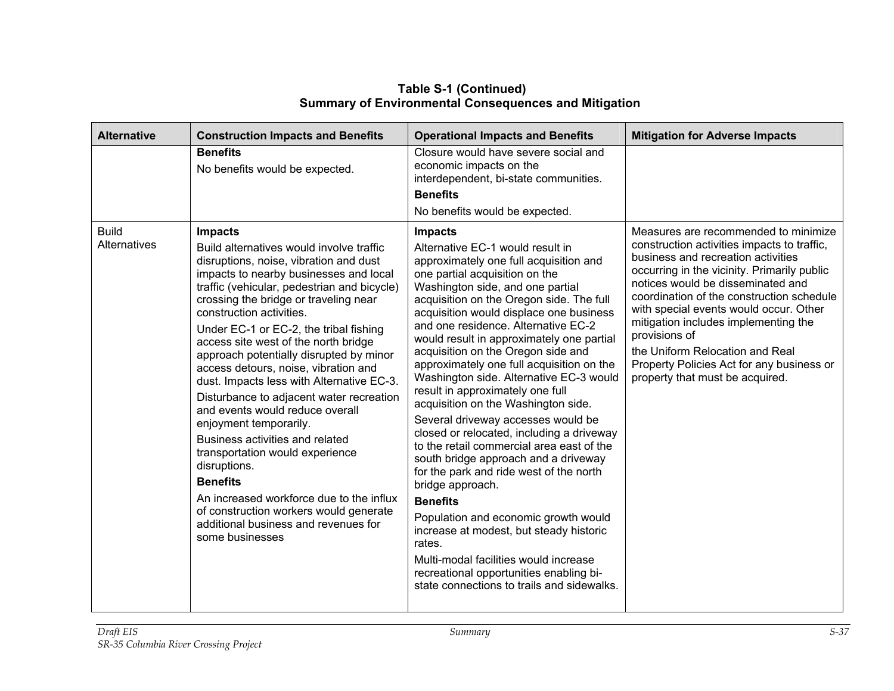**Table S-1 (Continued)**
**Summary of Environmental Consequences and Mitigation**

| Alternative | Construction Impacts and Benefits | Operational Impacts and Benefits | Mitigation for Adverse Impacts |
|---|---|---|---|
| | **Benefits**<br>No benefits would be expected. | Closure would have severe social and economic impacts on the interdependent, bi-state communities.<br>**Benefits**<br>No benefits would be expected. | |
| Build Alternatives | **Impacts**<br>Build alternatives would involve traffic disruptions, noise, vibration and dust impacts to nearby businesses and local traffic (vehicular, pedestrian and bicycle) crossing the bridge or traveling near construction activities.<br>Under EC-1 or EC-2, the tribal fishing access site west of the north bridge approach potentially disrupted by minor access detours, noise, vibration and dust. Impacts less with Alternative EC-3.<br>Disturbance to adjacent water recreation and events would reduce overall enjoyment temporarily.<br>Business activities and related transportation would experience disruptions.<br>**Benefits**<br>An increased workforce due to the influx of construction workers would generate additional business and revenues for some businesses | **Impacts**<br>Alternative EC-1 would result in approximately one full acquisition and one partial acquisition on the Washington side, and one partial acquisition on the Oregon side. The full acquisition would displace one business and one residence. Alternative EC-2 would result in approximately one partial acquisition on the Oregon side and approximately one full acquisition on the Washington side. Alternative EC-3 would result in approximately one full acquisition on the Washington side.<br>Several driveway accesses would be closed or relocated, including a driveway to the retail commercial area east of the south bridge approach and a driveway for the park and ride west of the north bridge approach.<br>**Benefits**<br>Population and economic growth would increase at modest, but steady historic rates.<br>Multi-modal facilities would increase recreational opportunities enabling bi-state connections to trails and sidewalks. | Measures are recommended to minimize construction activities impacts to traffic, business and recreation activities occurring in the vicinity. Primarily public notices would be disseminated and coordination of the construction schedule with special events would occur. Other mitigation includes implementing the provisions of<br>the Uniform Relocation and Real Property Policies Act for any business or property that must be acquired. |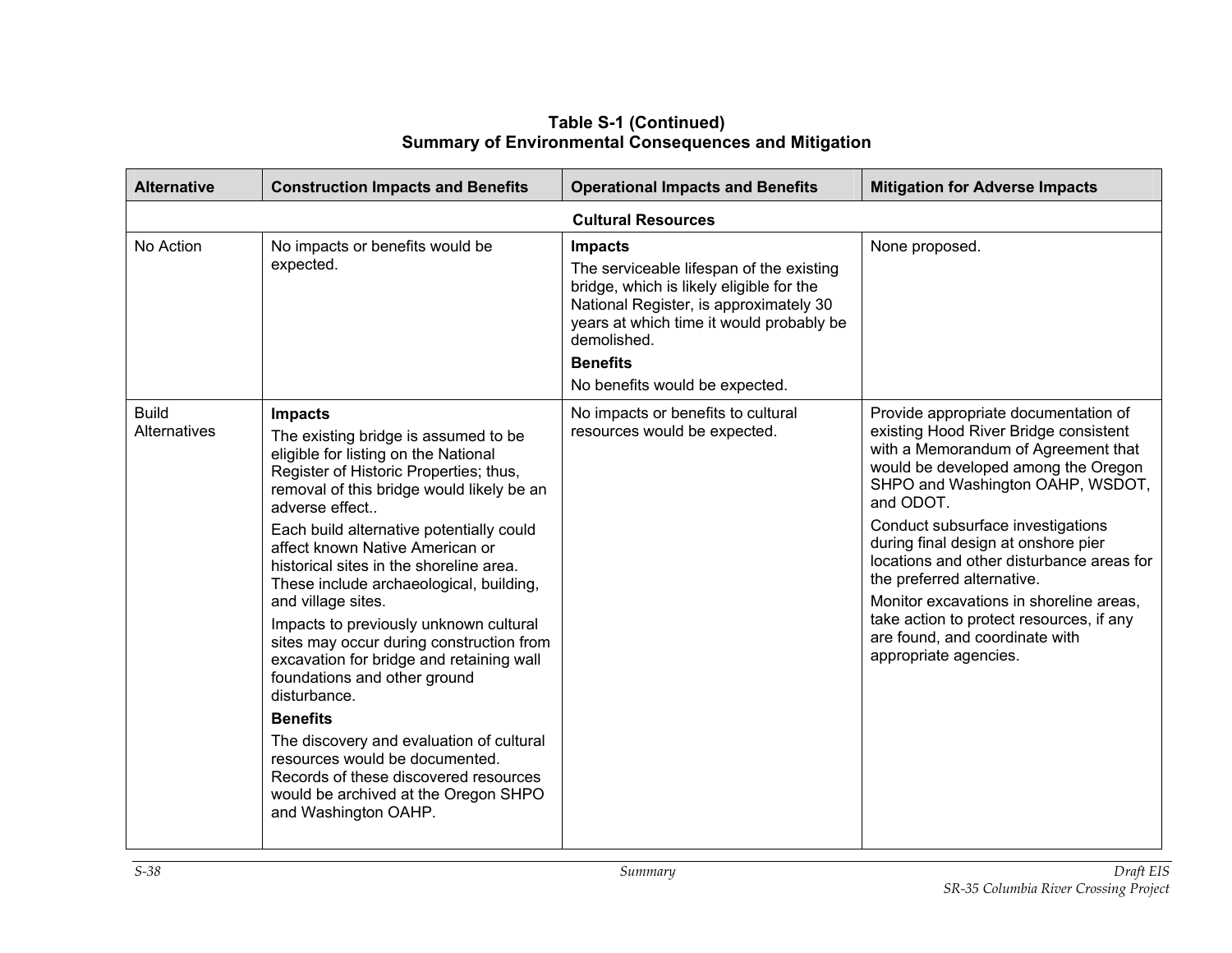**Table S-1 (Continued)**
**Summary of Environmental Consequences and Mitigation**

| Alternative | Construction Impacts and Benefits | Operational Impacts and Benefits | Mitigation for Adverse Impacts |
|---|---|---|---|
| | | **Cultural Resources** | |
| No Action | No impacts or benefits would be expected. | **Impacts**<br>The serviceable lifespan of the existing bridge, which is likely eligible for the National Register, is approximately 30 years at which time it would probably be demolished.<br>**Benefits**<br>No benefits would be expected. | None proposed. |
| Build Alternatives | **Impacts**<br>The existing bridge is assumed to be eligible for listing on the National Register of Historic Properties; thus, removal of this bridge would likely be an adverse effect..<br>Each build alternative potentially could affect known Native American or historical sites in the shoreline area. These include archaeological, building, and village sites.<br>Impacts to previously unknown cultural sites may occur during construction from excavation for bridge and retaining wall foundations and other ground disturbance.<br>**Benefits**<br>The discovery and evaluation of cultural resources would be documented. Records of these discovered resources would be archived at the Oregon SHPO and Washington OAHP. | No impacts or benefits to cultural resources would be expected. | Provide appropriate documentation of existing Hood River Bridge consistent with a Memorandum of Agreement that would be developed among the Oregon SHPO and Washington OAHP, WSDOT, and ODOT.<br>Conduct subsurface investigations during final design at onshore pier locations and other disturbance areas for the preferred alternative.<br>Monitor excavations in shoreline areas, take action to protect resources, if any are found, and coordinate with appropriate agencies. |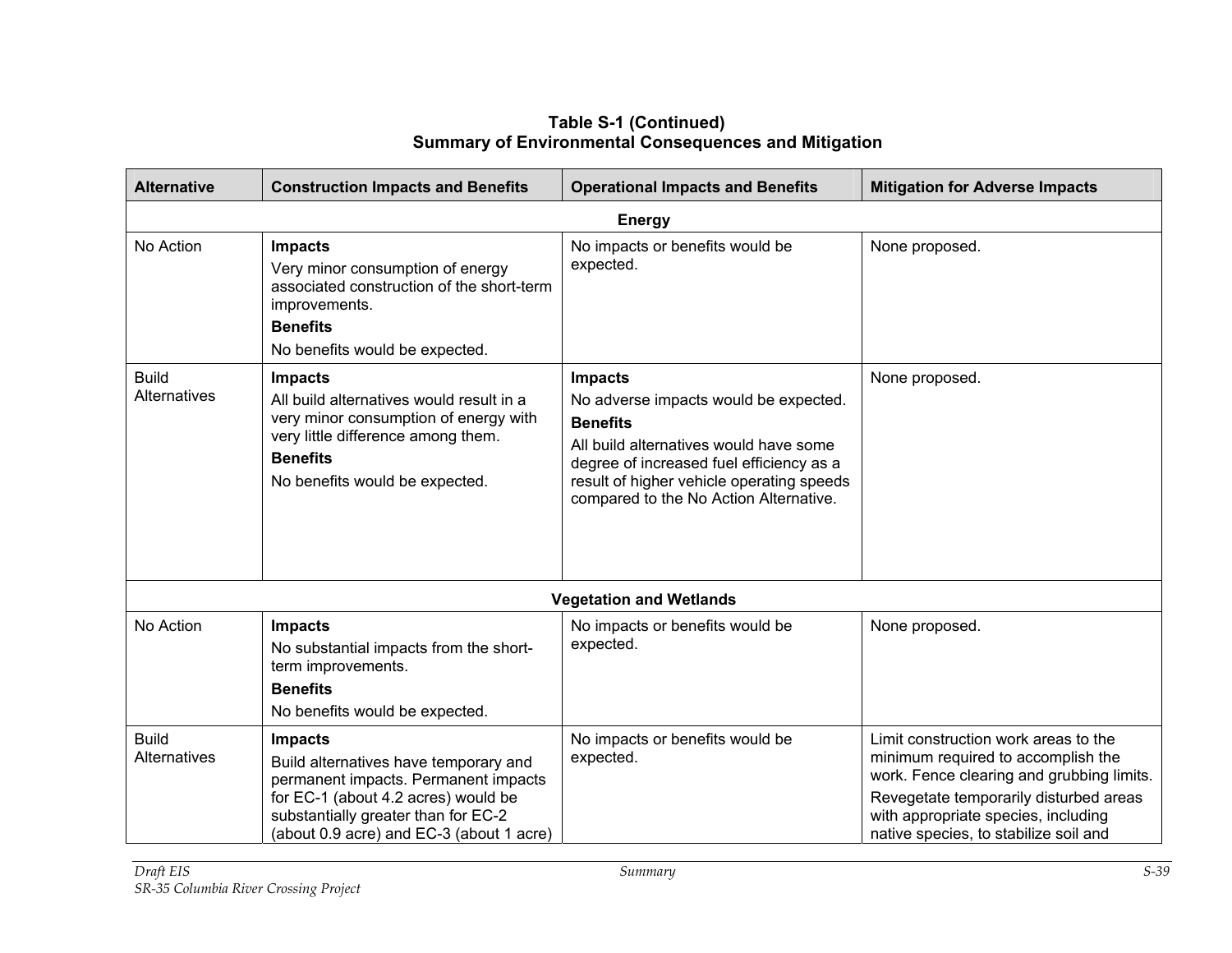**Table S-1 (Continued)**
**Summary of Environmental Consequences and Mitigation**

| Alternative | Construction Impacts and Benefits | Operational Impacts and Benefits | Mitigation for Adverse Impacts |
|---|---|---|---|
| **Energy** | | | |
| No Action | **Impacts** Very minor consumption of energy associated construction of the short-term improvements. **Benefits** No benefits would be expected. | No impacts or benefits would be expected. | None proposed. |
| Build Alternatives | **Impacts** All build alternatives would result in a very minor consumption of energy with very little difference among them. **Benefits** No benefits would be expected. | **Impacts** No adverse impacts would be expected. **Benefits** All build alternatives would have some degree of increased fuel efficiency as a result of higher vehicle operating speeds compared to the No Action Alternative. | None proposed. |
| **Vegetation and Wetlands** | | | |
| No Action | **Impacts** No substantial impacts from the short-term improvements. **Benefits** No benefits would be expected. | No impacts or benefits would be expected. | None proposed. |
| Build Alternatives | **Impacts** Build alternatives have temporary and permanent impacts. Permanent impacts for EC-1 (about 4.2 acres) would be substantially greater than for EC-2 (about 0.9 acre) and EC-3 (about 1 acre) | No impacts or benefits would be expected. | Limit construction work areas to the minimum required to accomplish the work. Fence clearing and grubbing limits. Revegetate temporarily disturbed areas with appropriate species, including native species, to stabilize soil and |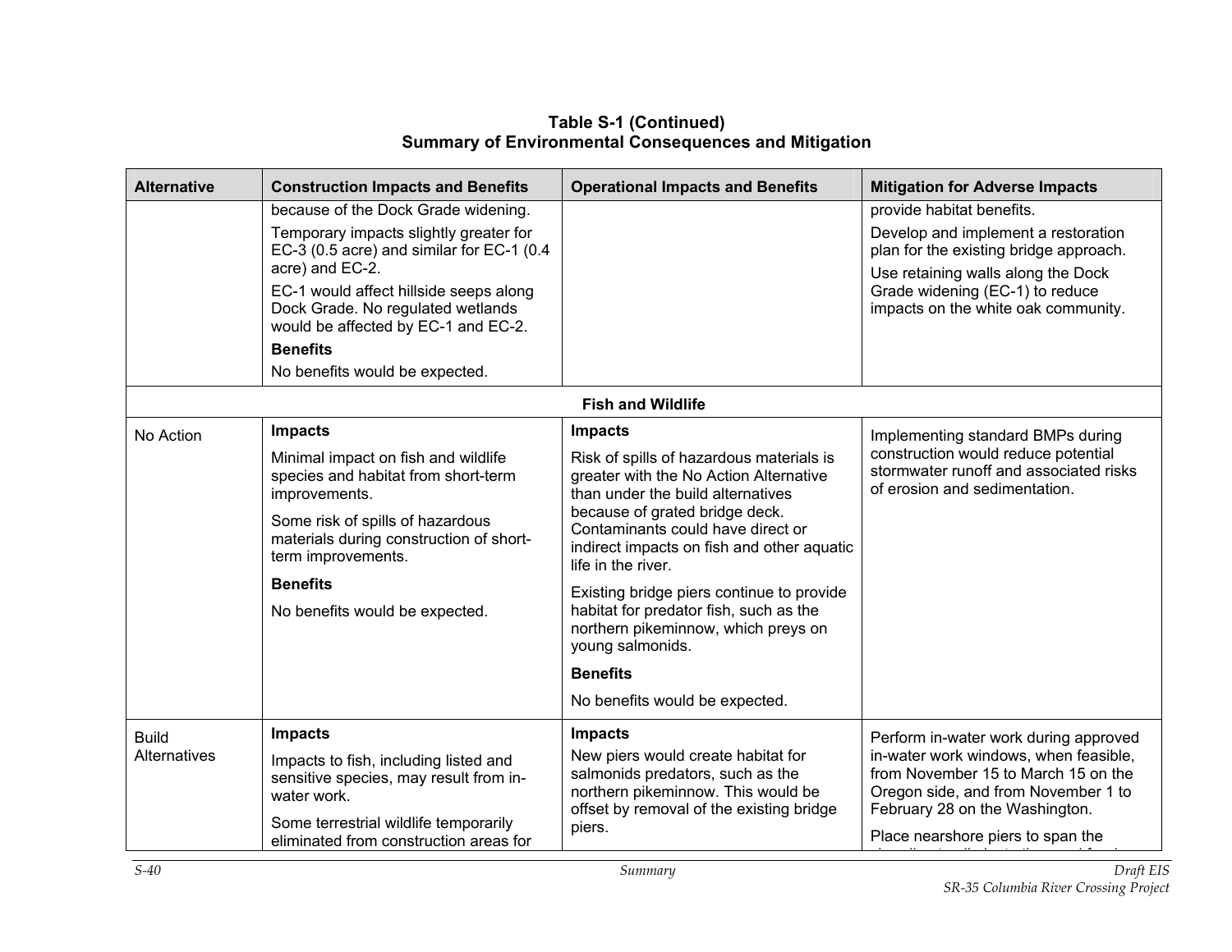**Table S-1 (Continued)**
**Summary of Environmental Consequences and Mitigation**

| Alternative | Construction Impacts and Benefits | Operational Impacts and Benefits | Mitigation for Adverse Impacts |
|---|---|---|---|
| | because of the Dock Grade widening.<br>Temporary impacts slightly greater for EC-3 (0.5 acre) and similar for EC-1 (0.4 acre) and EC-2.<br>EC-1 would affect hillside seeps along Dock Grade. No regulated wetlands would be affected by EC-1 and EC-2.<br>**Benefits**<br>No benefits would be expected. | | provide habitat benefits.<br>Develop and implement a restoration plan for the existing bridge approach.<br>Use retaining walls along the Dock Grade widening (EC-1) to reduce impacts on the white oak community. |
| | | **Fish and Wildlife** | |
| No Action | **Impacts**<br>Minimal impact on fish and wildlife species and habitat from short-term improvements.<br>Some risk of spills of hazardous materials during construction of short-term improvements.<br>**Benefits**<br>No benefits would be expected. | **Impacts**<br>Risk of spills of hazardous materials is greater with the No Action Alternative than under the build alternatives because of grated bridge deck. Contaminants could have direct or indirect impacts on fish and other aquatic life in the river.<br>Existing bridge piers continue to provide habitat for predator fish, such as the northern pikeminnow, which preys on young salmonids.<br>**Benefits**<br>No benefits would be expected. | Implementing standard BMPs during construction would reduce potential stormwater runoff and associated risks of erosion and sedimentation. |
| Build Alternatives | **Impacts**<br>Impacts to fish, including listed and sensitive species, may result from in-water work.<br>Some terrestrial wildlife temporarily eliminated from construction areas for | **Impacts**<br>New piers would create habitat for salmonids predators, such as the northern pikeminnow. This would be offset by removal of the existing bridge piers. | Perform in-water work during approved in-water work windows, when feasible, from November 15 to March 15 on the Oregon side, and from November 1 to February 28 on the Washington.<br>Place nearshore piers to span the |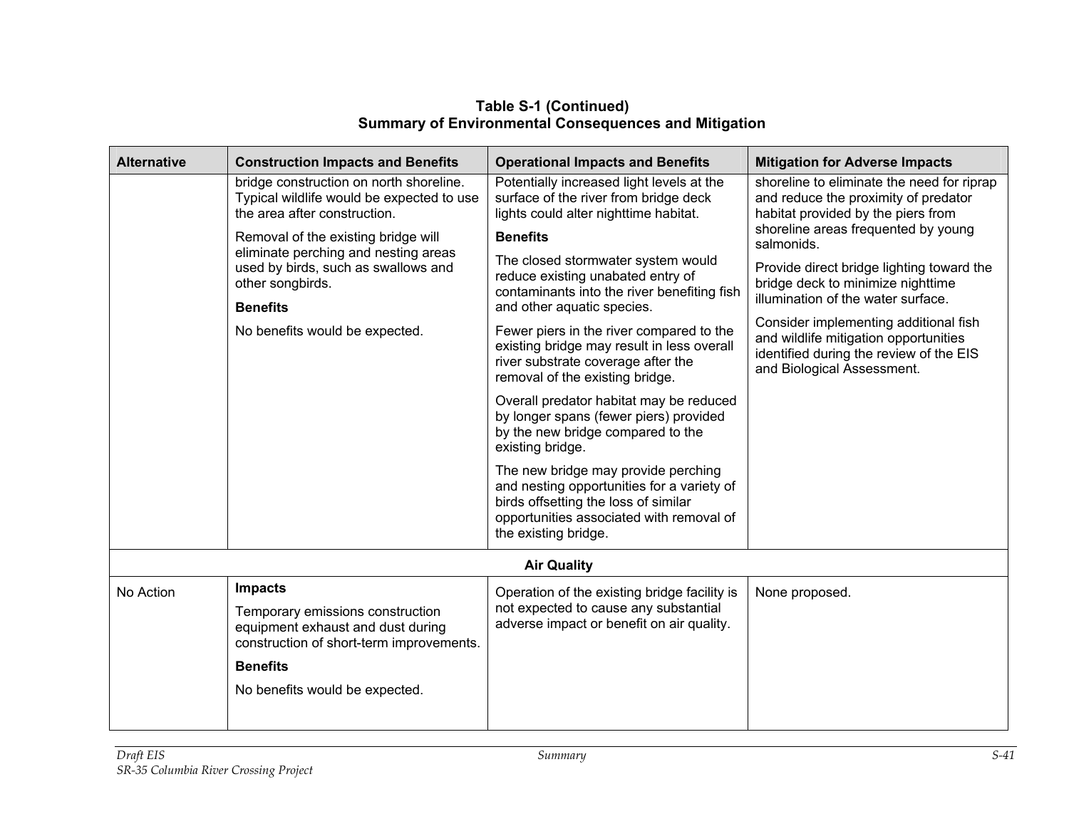**Table S-1 (Continued)**
**Summary of Environmental Consequences and Mitigation**

| Alternative | Construction Impacts and Benefits | Operational Impacts and Benefits | Mitigation for Adverse Impacts |
|---|---|---|---|
| | bridge construction on north shoreline. Typical wildlife would be expected to use the area after construction.<br><br>Removal of the existing bridge will eliminate perching and nesting areas used by birds, such as swallows and other songbirds.<br><br>**Benefits**<br><br>No benefits would be expected. | Potentially increased light levels at the surface of the river from bridge deck lights could alter nighttime habitat.<br><br>**Benefits**<br><br>The closed stormwater system would reduce existing unabated entry of contaminants into the river benefiting fish and other aquatic species.<br><br>Fewer piers in the river compared to the existing bridge may result in less overall river substrate coverage after the removal of the existing bridge.<br><br>Overall predator habitat may be reduced by longer spans (fewer piers) provided by the new bridge compared to the existing bridge.<br><br>The new bridge may provide perching and nesting opportunities for a variety of birds offsetting the loss of similar opportunities associated with removal of the existing bridge. | shoreline to eliminate the need for riprap and reduce the proximity of predator habitat provided by the piers from shoreline areas frequented by young salmonids.<br><br>Provide direct bridge lighting toward the bridge deck to minimize nighttime illumination of the water surface.<br><br>Consider implementing additional fish and wildlife mitigation opportunities identified during the review of the EIS and Biological Assessment. |
| | | **Air Quality** | |
| No Action | **Impacts**<br><br>Temporary emissions construction equipment exhaust and dust during construction of short-term improvements.<br><br>**Benefits**<br><br>No benefits would be expected. | Operation of the existing bridge facility is not expected to cause any substantial adverse impact or benefit on air quality. | None proposed. |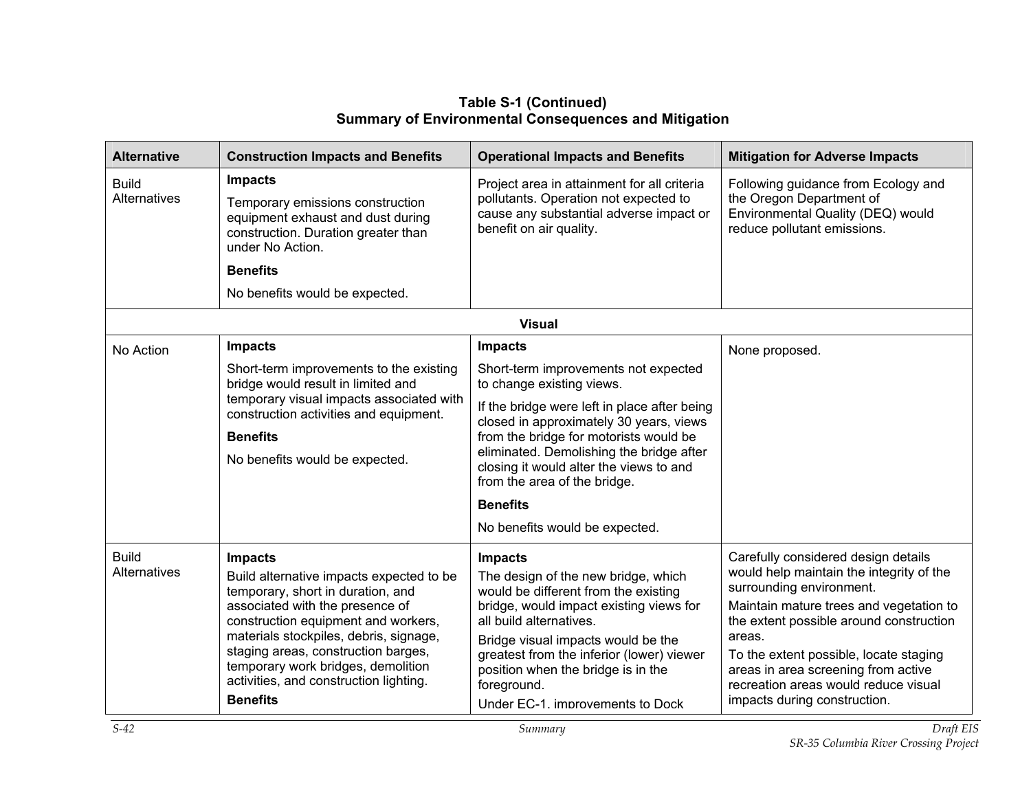**Table S-1 (Continued)**
**Summary of Environmental Consequences and Mitigation**

| Alternative | Construction Impacts and Benefits | Operational Impacts and Benefits | Mitigation for Adverse Impacts |
|---|---|---|---|
| Build Alternatives | **Impacts**<br>Temporary emissions construction equipment exhaust and dust during construction. Duration greater than under No Action.<br>**Benefits**<br>No benefits would be expected. | Project area in attainment for all criteria pollutants. Operation not expected to cause any substantial adverse impact or benefit on air quality. | Following guidance from Ecology and the Oregon Department of Environmental Quality (DEQ) would reduce pollutant emissions. |
| **Visual** | | | |
| No Action | **Impacts**<br>Short-term improvements to the existing bridge would result in limited and temporary visual impacts associated with construction activities and equipment.<br>**Benefits**<br>No benefits would be expected. | **Impacts**<br>Short-term improvements not expected to change existing views.<br>If the bridge were left in place after being closed in approximately 30 years, views from the bridge for motorists would be eliminated. Demolishing the bridge after closing it would alter the views to and from the area of the bridge.<br>**Benefits**<br>No benefits would be expected. | None proposed. |
| Build Alternatives | **Impacts**<br>Build alternative impacts expected to be temporary, short in duration, and associated with the presence of construction equipment and workers, materials stockpiles, debris, signage, staging areas, construction barges, temporary work bridges, demolition activities, and construction lighting.<br>**Benefits** | **Impacts**<br>The design of the new bridge, which would be different from the existing bridge, would impact existing views for all build alternatives.<br>Bridge visual impacts would be the greatest from the inferior (lower) viewer position when the bridge is in the foreground.<br>Under EC-1, improvements to Dock | Carefully considered design details would help maintain the integrity of the surrounding environment.<br>Maintain mature trees and vegetation to the extent possible around construction areas.<br>To the extent possible, locate staging areas in area screening from active recreation areas would reduce visual impacts during construction. |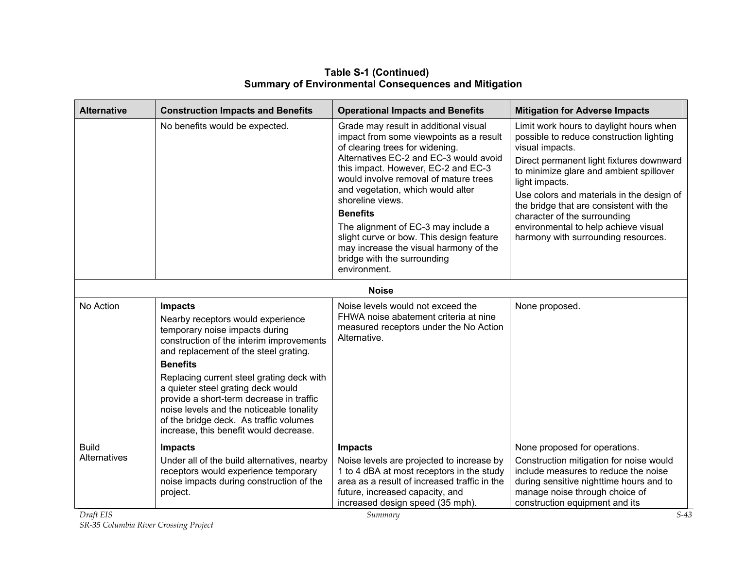**Table S-1 (Continued)**
**Summary of Environmental Consequences and Mitigation**

| Alternative | Construction Impacts and Benefits | Operational Impacts and Benefits | Mitigation for Adverse Impacts |
|---|---|---|---|
| | No benefits would be expected. | Grade may result in additional visual impact from some viewpoints as a result of clearing trees for widening. Alternatives EC-2 and EC-3 would avoid this impact. However, EC-2 and EC-3 would involve removal of mature trees and vegetation, which would alter shoreline views.<br>**Benefits**<br>The alignment of EC-3 may include a slight curve or bow. This design feature may increase the visual harmony of the bridge with the surrounding environment. | Limit work hours to daylight hours when possible to reduce construction lighting visual impacts.<br>Direct permanent light fixtures downward to minimize glare and ambient spillover light impacts.<br>Use colors and materials in the design of the bridge that are consistent with the character of the surrounding environmental to help achieve visual harmony with surrounding resources. |
| **Noise** | | | |
| No Action | **Impacts**<br>Nearby receptors would experience temporary noise impacts during construction of the interim improvements and replacement of the steel grating.<br>**Benefits**<br>Replacing current steel grating deck with a quieter steel grating deck would provide a short-term decrease in traffic noise levels and the noticeable tonality of the bridge deck. As traffic volumes increase, this benefit would decrease. | Noise levels would not exceed the FHWA noise abatement criteria at nine measured receptors under the No Action Alternative. | None proposed. |
| Build Alternatives | **Impacts**<br>Under all of the build alternatives, nearby receptors would experience temporary noise impacts during construction of the project. | **Impacts**<br>Noise levels are projected to increase by 1 to 4 dBA at most receptors in the study area as a result of increased traffic in the future, increased capacity, and increased design speed (35 mph). | None proposed for operations.<br>Construction mitigation for noise would include measures to reduce the noise during sensitive nighttime hours and to manage noise through choice of construction equipment and its |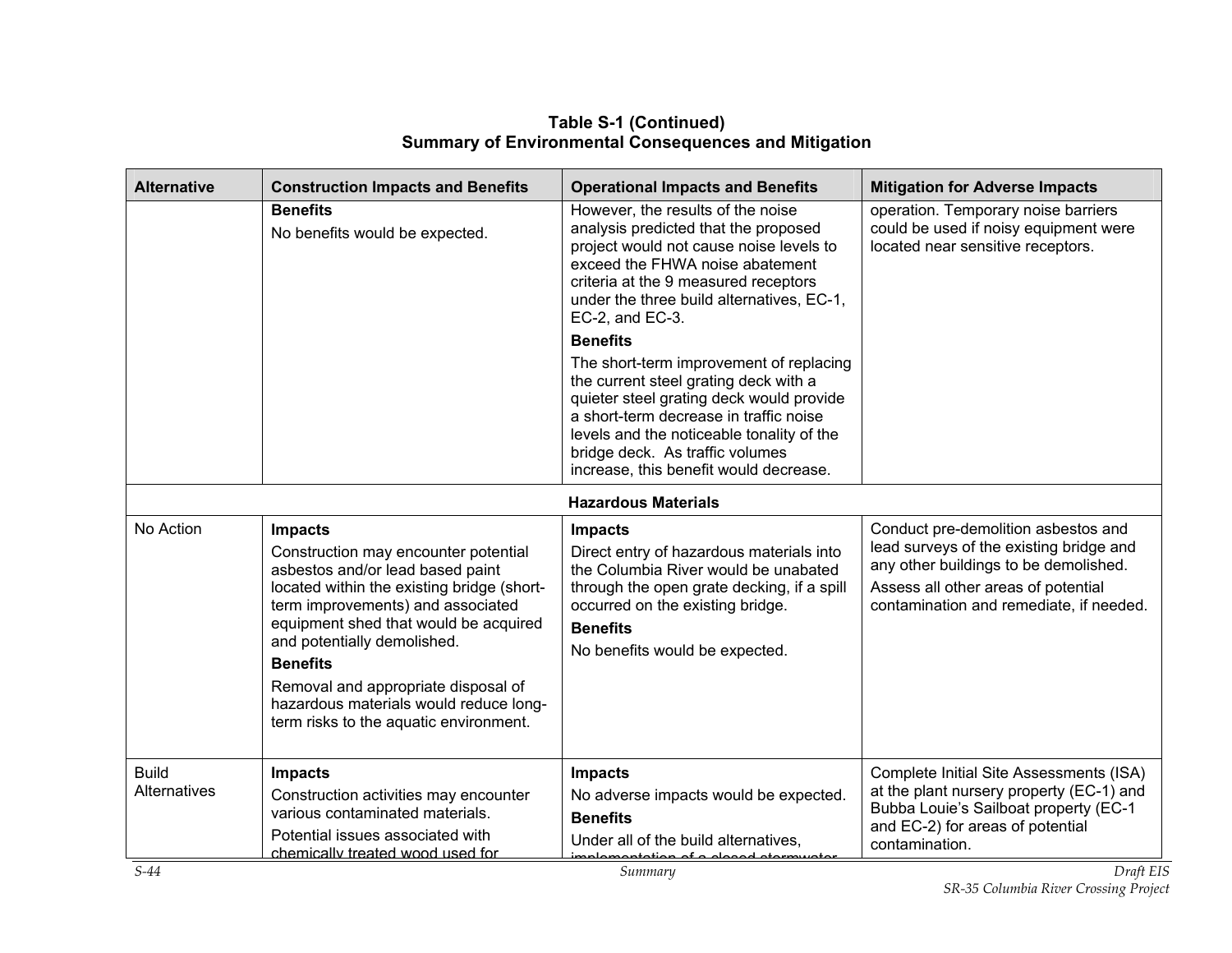**Table S-1 (Continued)**
**Summary of Environmental Consequences and Mitigation**

| Alternative | Construction Impacts and Benefits | Operational Impacts and Benefits | Mitigation for Adverse Impacts |
|---|---|---|---|
| | **Benefits**<br>No benefits would be expected. | However, the results of the noise analysis predicted that the proposed project would not cause noise levels to exceed the FHWA noise abatement criteria at the 9 measured receptors under the three build alternatives, EC-1, EC-2, and EC-3.<br>**Benefits**<br>The short-term improvement of replacing the current steel grating deck with a quieter steel grating deck would provide a short-term decrease in traffic noise levels and the noticeable tonality of the bridge deck. As traffic volumes increase, this benefit would decrease. | operation. Temporary noise barriers could be used if noisy equipment were located near sensitive receptors. |
| | | **Hazardous Materials** | |
| No Action | **Impacts**<br>Construction may encounter potential asbestos and/or lead based paint located within the existing bridge (short-term improvements) and associated equipment shed that would be acquired and potentially demolished.<br>**Benefits**<br>Removal and appropriate disposal of hazardous materials would reduce long-term risks to the aquatic environment. | **Impacts**<br>Direct entry of hazardous materials into the Columbia River would be unabated through the open grate decking, if a spill occurred on the existing bridge.<br>**Benefits**<br>No benefits would be expected. | Conduct pre-demolition asbestos and lead surveys of the existing bridge and any other buildings to be demolished.<br>Assess all other areas of potential contamination and remediate, if needed. |
| Build Alternatives | **Impacts**<br>Construction activities may encounter various contaminated materials.<br>Potential issues associated with chemically treated wood used for | **Impacts**<br>No adverse impacts would be expected.<br>**Benefits**<br>Under all of the build alternatives, implementation of a closed stormwater | Complete Initial Site Assessments (ISA) at the plant nursery property (EC-1) and Bubba Louie's Sailboat property (EC-1 and EC-2) for areas of potential contamination. |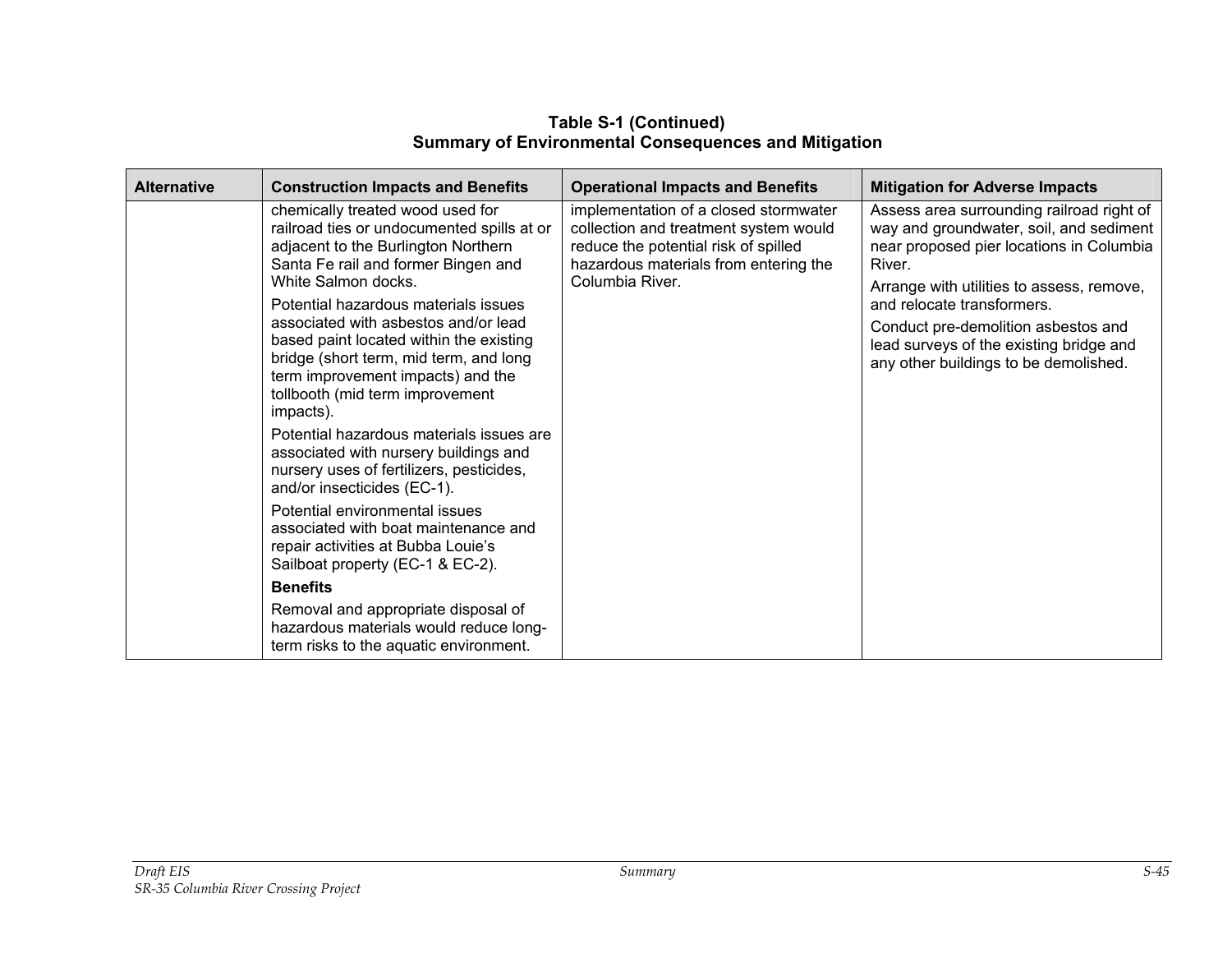**Table S-1 (Continued)**
**Summary of Environmental Consequences and Mitigation**

| Alternative | Construction Impacts and Benefits | Operational Impacts and Benefits | Mitigation for Adverse Impacts |
|---|---|---|---|
| | chemically treated wood used for railroad ties or undocumented spills at or adjacent to the Burlington Northern Santa Fe rail and former Bingen and White Salmon docks.<br><br>Potential hazardous materials issues associated with asbestos and/or lead based paint located within the existing bridge (short term, mid term, and long term improvement impacts) and the tollbooth (mid term improvement impacts).<br><br>Potential hazardous materials issues are associated with nursery buildings and nursery uses of fertilizers, pesticides, and/or insecticides (EC-1).<br><br>Potential environmental issues associated with boat maintenance and repair activities at Bubba Louie's Sailboat property (EC-1 & EC-2).<br><br>**Benefits**<br><br>Removal and appropriate disposal of hazardous materials would reduce long-term risks to the aquatic environment. | implementation of a closed stormwater collection and treatment system would reduce the potential risk of spilled hazardous materials from entering the Columbia River. | Assess area surrounding railroad right of way and groundwater, soil, and sediment near proposed pier locations in Columbia River.<br><br>Arrange with utilities to assess, remove, and relocate transformers.<br><br>Conduct pre-demolition asbestos and lead surveys of the existing bridge and any other buildings to be demolished. |